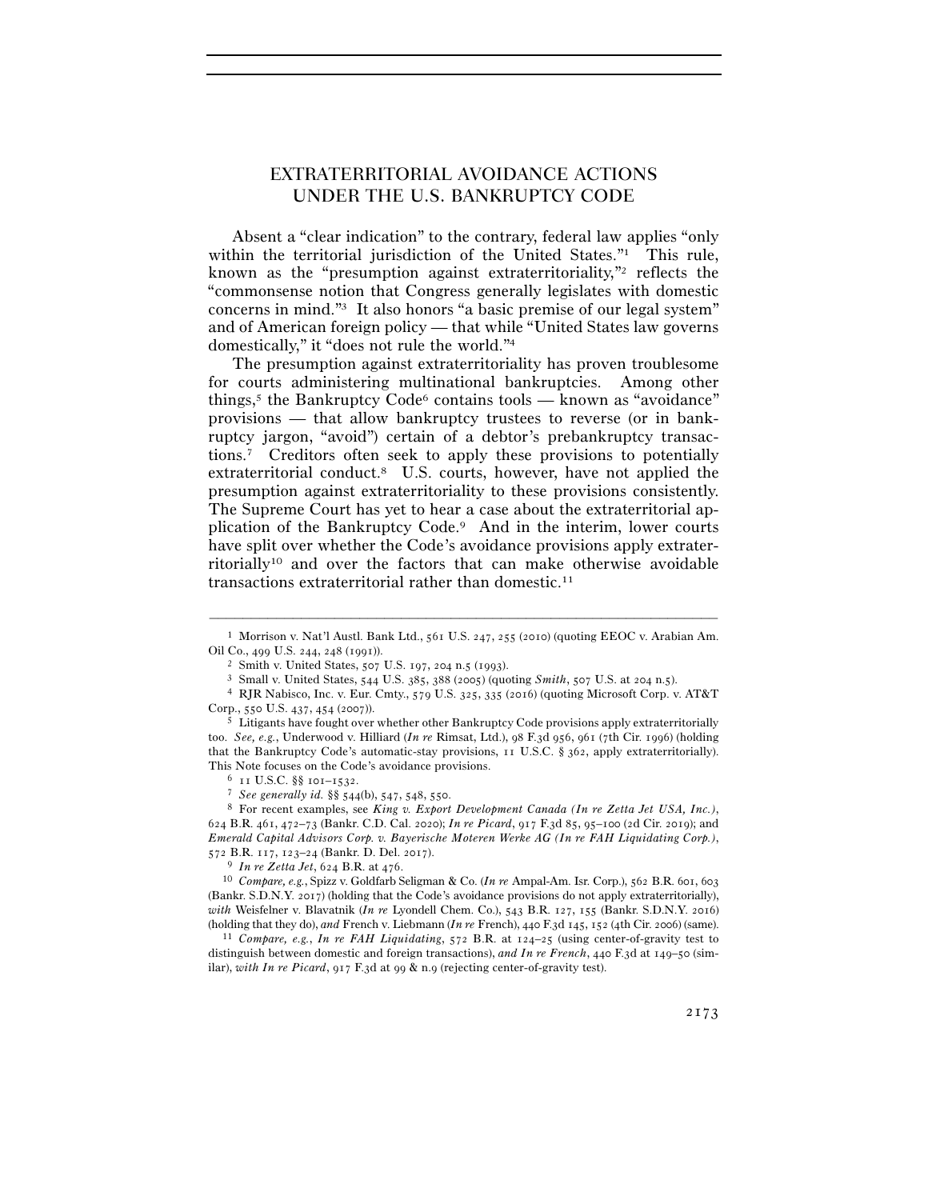# EXTRATERRITORIAL AVOIDANCE ACTIONS UNDER THE U.S. BANKRUPTCY CODE

Absent a "clear indication" to the contrary, federal law applies "only within the territorial jurisdiction of the United States."[1] This rule, known as the "presumption against extraterritoriality,"[2] reflects the "commonsense notion that Congress generally legislates with domestic concerns in mind."[3] It also honors "a basic premise of our legal system" and of American foreign policy — that while "United States law governs domestically," it "does not rule the world."[4]

The presumption against extraterritoriality has proven troublesome for courts administering multinational bankruptcies. Among other things,[5] the Bankruptcy Code[6] contains tools — known as "avoidance" provisions — that allow bankruptcy trustees to reverse (or in bankruptcy jargon, "avoid") certain of a debtor's prebankruptcy transactions.[7] Creditors often seek to apply these provisions to potentially extraterritorial conduct.[8] U.S. courts, however, have not applied the presumption against extraterritoriality to these provisions consistently. The Supreme Court has yet to hear a case about the extraterritorial application of the Bankruptcy Code.[9] And in the interim, lower courts have split over whether the Code's avoidance provisions apply extraterritorially[10] and over the factors that can make otherwise avoidable transactions extraterritorial rather than domestic.[11]

---

[1] Morrison v. Nat'l Austl. Bank Ltd., 561 U.S. 247, 255 (2010) (quoting EEOC v. Arabian Am. Oil Co., 499 U.S. 244, 248 (1991)).

[2] Smith v. United States, 507 U.S. 197, 204 n.5 (1993).

[3] Small v. United States, 544 U.S. 385, 388 (2005) (quoting *Smith*, 507 U.S. at 204 n.5).

[4] RJR Nabisco, Inc. v. Eur. Cmty., 579 U.S. 325, 335 (2016) (quoting Microsoft Corp. v. AT&T Corp., 550 U.S. 437, 454 (2007)).

[5] Litigants have fought over whether other Bankruptcy Code provisions apply extraterritorially too. *See, e.g.*, Underwood v. Hilliard (*In re* Rimsat, Ltd.), 98 F.3d 956, 961 (7th Cir. 1996) (holding that the Bankruptcy Code's automatic-stay provisions, 11 U.S.C. § 362, apply extraterritorially). This Note focuses on the Code's avoidance provisions.

[6] 11 U.S.C. §§ 101–1532.

[7] *See generally id.* §§ 544(b), 547, 548, 550.

[8] For recent examples, see *King v. Export Development Canada (In re Zetta Jet USA, Inc.)*, 624 B.R. 461, 472–73 (Bankr. C.D. Cal. 2020); *In re Picard*, 917 F.3d 85, 95–100 (2d Cir. 2019); and *Emerald Capital Advisors Corp. v. Bayerische Moteren Werke AG (In re FAH Liquidating Corp.)*, 572 B.R. 117, 123–24 (Bankr. D. Del. 2017).

[9] *In re Zetta Jet*, 624 B.R. at 476.

[10] *Compare, e.g.*, Spizz v. Goldfarb Seligman & Co. (*In re* Ampal-Am. Isr. Corp.), 562 B.R. 601, 603 (Bankr. S.D.N.Y. 2017) (holding that the Code's avoidance provisions do not apply extraterritorially), *with* Weisfelner v. Blavatnik (*In re* Lyondell Chem. Co.), 543 B.R. 127, 155 (Bankr. S.D.N.Y. 2016) (holding that they do), *and* French v. Liebmann (*In re* French), 440 F.3d 145, 152 (4th Cir. 2006) (same).

[11] *Compare, e.g.*, *In re FAH Liquidating*, 572 B.R. at 124–25 (using center-of-gravity test to distinguish between domestic and foreign transactions), *and In re French*, 440 F.3d at 149–50 (similar), *with In re Picard*, 917 F.3d at 99 & n.9 (rejecting center-of-gravity test).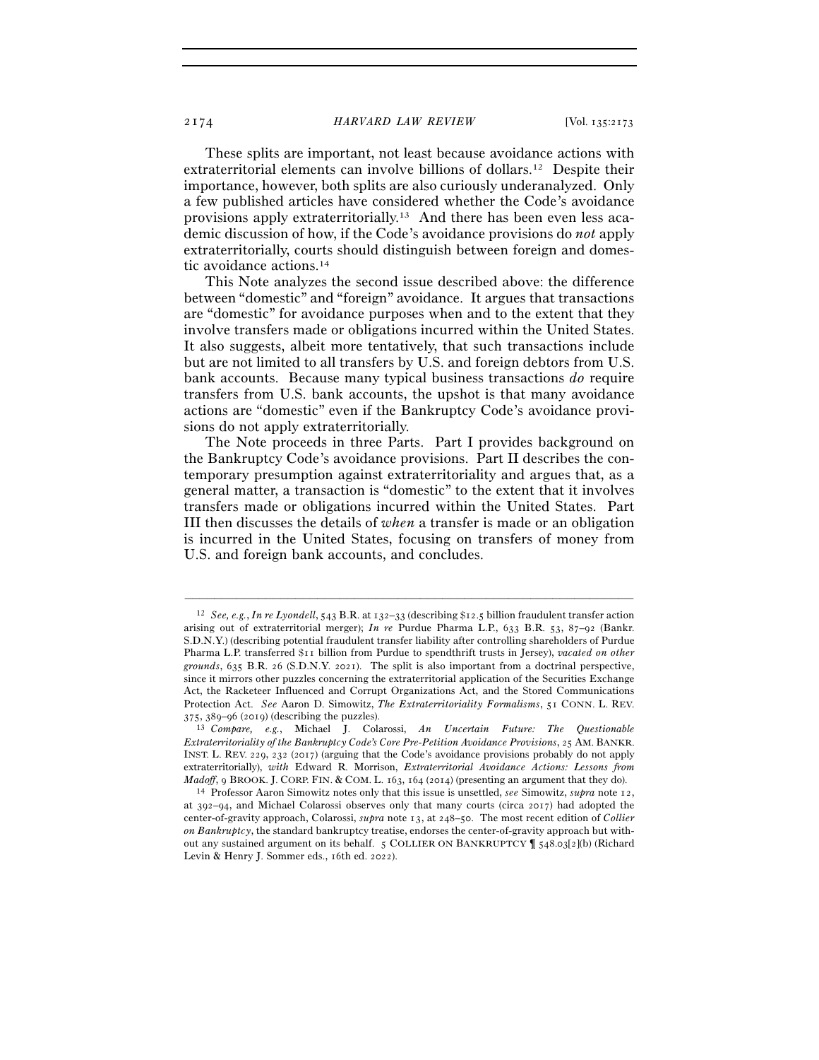These splits are important, not least because avoidance actions with extraterritorial elements can involve billions of dollars.[12] Despite their importance, however, both splits are also curiously underanalyzed. Only a few published articles have considered whether the Code's avoidance provisions apply extraterritorially.[13] And there has been even less academic discussion of how, if the Code's avoidance provisions do *not* apply extraterritorially, courts should distinguish between foreign and domestic avoidance actions.[14]

This Note analyzes the second issue described above: the difference between "domestic" and "foreign" avoidance. It argues that transactions are "domestic" for avoidance purposes when and to the extent that they involve transfers made or obligations incurred within the United States. It also suggests, albeit more tentatively, that such transactions include but are not limited to all transfers by U.S. and foreign debtors from U.S. bank accounts. Because many typical business transactions *do* require transfers from U.S. bank accounts, the upshot is that many avoidance actions are "domestic" even if the Bankruptcy Code's avoidance provisions do not apply extraterritorially.

The Note proceeds in three Parts. Part I provides background on the Bankruptcy Code's avoidance provisions. Part II describes the contemporary presumption against extraterritoriality and argues that, as a general matter, a transaction is "domestic" to the extent that it involves transfers made or obligations incurred within the United States. Part III then discusses the details of *when* a transfer is made or an obligation is incurred in the United States, focusing on transfers of money from U.S. and foreign bank accounts, and concludes.

---

[12] *See, e.g.*, *In re Lyondell*, 543 B.R. at 132–33 (describing $12.5 billion fraudulent transfer action arising out of extraterritorial merger); *In re* Purdue Pharma L.P., 633 B.R. 53, 87–92 (Bankr. S.D.N.Y.) (describing potential fraudulent transfer liability after controlling shareholders of Purdue Pharma L.P. transferred $11 billion from Purdue to spendthrift trusts in Jersey), *vacated on other grounds*, 635 B.R. 26 (S.D.N.Y. 2021). The split is also important from a doctrinal perspective, since it mirrors other puzzles concerning the extraterritorial application of the Securities Exchange Act, the Racketeer Influenced and Corrupt Organizations Act, and the Stored Communications Protection Act. *See* Aaron D. Simowitz, *The Extraterritoriality Formalisms*, 51 CONN. L. REV. 375, 389–96 (2019) (describing the puzzles).

[13] *Compare, e.g.*, Michael J. Colarossi, *An Uncertain Future: The Questionable Extraterritoriality of the Bankruptcy Code's Core Pre-Petition Avoidance Provisions*, 25 AM. BANKR. INST. L. REV. 229, 232 (2017) (arguing that the Code's avoidance provisions probably do not apply extraterritorially), *with* Edward R. Morrison, *Extraterritorial Avoidance Actions: Lessons from Madoff*, 9 BROOK. J. CORP. FIN. & COM. L. 163, 164 (2014) (presenting an argument that they do).

[14] Professor Aaron Simowitz notes only that this issue is unsettled, *see* Simowitz, *supra* note 12, at 392–94, and Michael Colarossi observes only that many courts (circa 2017) had adopted the center-of-gravity approach, Colarossi, *supra* note 13, at 248–50. The most recent edition of *Collier on Bankruptcy*, the standard bankruptcy treatise, endorses the center-of-gravity approach but without any sustained argument on its behalf. 5 COLLIER ON BANKRUPTCY ¶ 548.03[2](b) (Richard Levin & Henry J. Sommer eds., 16th ed. 2022).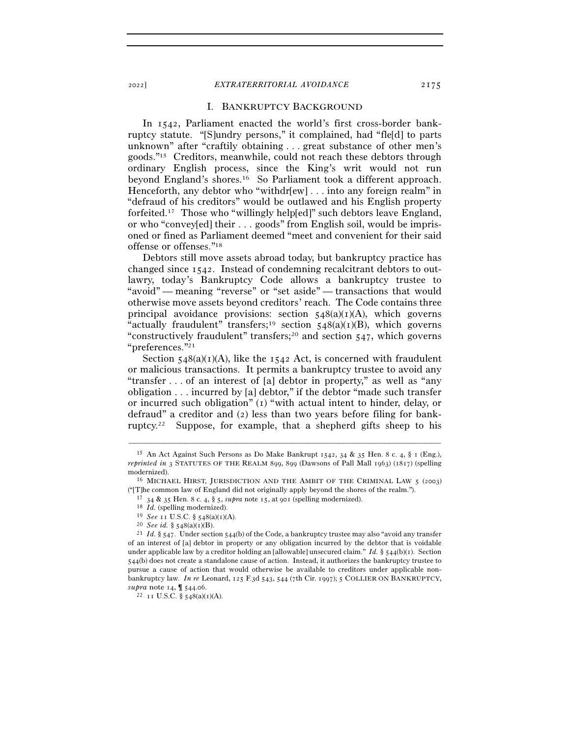## I. Bankruptcy Background

In 1542, Parliament enacted the world's first cross-border bankruptcy statute. "[S]undry persons," it complained, had "fle[d] to parts unknown" after "craftily obtaining . . . great substance of other men's goods."[15] Creditors, meanwhile, could not reach these debtors through ordinary English process, since the King's writ would not run beyond England's shores.[16] So Parliament took a different approach. Henceforth, any debtor who "withdr[ew] . . . into any foreign realm" in "defraud of his creditors" would be outlawed and his English property forfeited.[17] Those who "willingly help[ed]" such debtors leave England, or who "convey[ed] their . . . goods" from English soil, would be imprisoned or fined as Parliament deemed "meet and convenient for their said offense or offenses."[18]

Debtors still move assets abroad today, but bankruptcy practice has changed since 1542. Instead of condemning recalcitrant debtors to outlawry, today's Bankruptcy Code allows a bankruptcy trustee to "avoid" — meaning "reverse" or "set aside" — transactions that would otherwise move assets beyond creditors' reach. The Code contains three principal avoidance provisions: section 548(a)(1)(A), which governs "actually fraudulent" transfers;[19] section 548(a)(1)(B), which governs "constructively fraudulent" transfers;[20] and section 547, which governs "preferences."[21]

Section 548(a)(1)(A), like the 1542 Act, is concerned with fraudulent or malicious transactions. It permits a bankruptcy trustee to avoid any "transfer . . . of an interest of [a] debtor in property," as well as "any obligation . . . incurred by [a] debtor," if the debtor "made such transfer or incurred such obligation" (1) "with actual intent to hinder, delay, or defraud" a creditor and (2) less than two years before filing for bankruptcy.[22] Suppose, for example, that a shepherd gifts sheep to his

---

[15] An Act Against Such Persons as Do Make Bankrupt 1542, 34 & 35 Hen. 8 c. 4, § 1 (Eng.), *reprinted in* 3 Statutes of the Realm 899, 899 (Dawsons of Pall Mall 1963) (1817) (spelling modernized).

[16] Michael Hirst, Jurisdiction and the Ambit of the Criminal Law 5 (2003) ("[T]he common law of England did not originally apply beyond the shores of the realm.").

[17] 34 & 35 Hen. 8 c. 4, § 5, *supra* note 15, at 901 (spelling modernized).

[18] *Id.* (spelling modernized).

[19] *See* 11 U.S.C. § 548(a)(1)(A).

[20] *See id.* § 548(a)(1)(B).

[21] *Id.* § 547. Under section 544(b) of the Code, a bankruptcy trustee may also "avoid any transfer of an interest of [a] debtor in property or any obligation incurred by the debtor that is voidable under applicable law by a creditor holding an [allowable] unsecured claim." *Id.* § 544(b)(1). Section 544(b) does not create a standalone cause of action. Instead, it authorizes the bankruptcy trustee to pursue a cause of action that would otherwise be available to creditors under applicable nonbankruptcy law. *In re* Leonard, 125 F.3d 543, 544 (7th Cir. 1997); 5 Collier on Bankruptcy, *supra* note 14, ¶ 544.06.

[22] 11 U.S.C. § 548(a)(1)(A).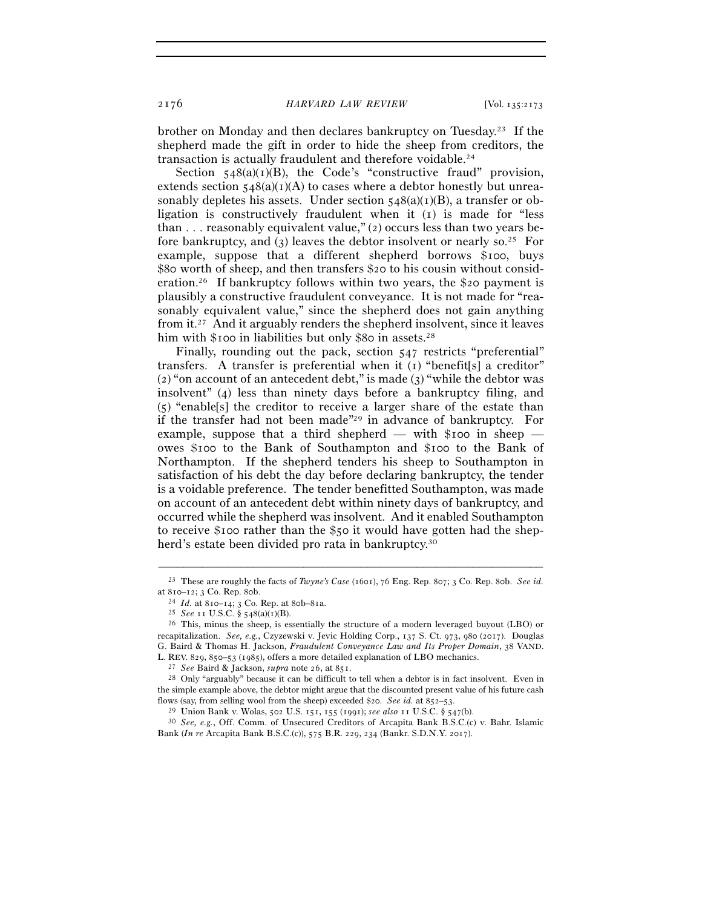brother on Monday and then declares bankruptcy on Tuesday.[23] If the shepherd made the gift in order to hide the sheep from creditors, the transaction is actually fraudulent and therefore voidable.[24]

Section 548(a)(1)(B), the Code's "constructive fraud" provision, extends section 548(a)(1)(A) to cases where a debtor honestly but unreasonably depletes his assets. Under section 548(a)(1)(B), a transfer or obligation is constructively fraudulent when it (1) is made for "less than . . . reasonably equivalent value," (2) occurs less than two years before bankruptcy, and (3) leaves the debtor insolvent or nearly so.[25] For example, suppose that a different shepherd borrows $100, buys $80 worth of sheep, and then transfers $20 to his cousin without consideration.[26] If bankruptcy follows within two years, the $20 payment is plausibly a constructive fraudulent conveyance. It is not made for "reasonably equivalent value," since the shepherd does not gain anything from it.[27] And it arguably renders the shepherd insolvent, since it leaves him with $100 in liabilities but only $80 in assets.[28]

Finally, rounding out the pack, section 547 restricts "preferential" transfers. A transfer is preferential when it (1) "benefit[s] a creditor" (2) "on account of an antecedent debt," is made (3) "while the debtor was insolvent" (4) less than ninety days before a bankruptcy filing, and (5) "enable[s] the creditor to receive a larger share of the estate than if the transfer had not been made"[29] in advance of bankruptcy. For example, suppose that a third shepherd — with $100 in sheep — owes $100 to the Bank of Southampton and $100 to the Bank of Northampton. If the shepherd tenders his sheep to Southampton in satisfaction of his debt the day before declaring bankruptcy, the tender is a voidable preference. The tender benefitted Southampton, was made on account of an antecedent debt within ninety days of bankruptcy, and occurred while the shepherd was insolvent. And it enabled Southampton to receive $100 rather than the $50 it would have gotten had the shepherd's estate been divided pro rata in bankruptcy.[30]

---

[23] These are roughly the facts of *Twyne's Case* (1601), 76 Eng. Rep. 807; 3 Co. Rep. 80b. *See id.* at 810–12; 3 Co. Rep. 80b.

[24] *Id.* at 810–14; 3 Co. Rep. at 80b–81a.

[25] *See* 11 U.S.C. § 548(a)(1)(B).

[26] This, minus the sheep, is essentially the structure of a modern leveraged buyout (LBO) or recapitalization. *See, e.g.*, Czyzewski v. Jevic Holding Corp., 137 S. Ct. 973, 980 (2017). Douglas G. Baird & Thomas H. Jackson, *Fraudulent Conveyance Law and Its Proper Domain*, 38 VAND. L. REV. 829, 850–53 (1985), offers a more detailed explanation of LBO mechanics.

[27] *See* Baird & Jackson, *supra* note 26, at 851.

[28] Only "arguably" because it can be difficult to tell when a debtor is in fact insolvent. Even in the simple example above, the debtor might argue that the discounted present value of his future cash flows (say, from selling wool from the sheep) exceeded $20. *See id.* at 852–53.

[29] Union Bank v. Wolas, 502 U.S. 151, 155 (1991); *see also* 11 U.S.C. § 547(b).

[30] *See, e.g.*, Off. Comm. of Unsecured Creditors of Arcapita Bank B.S.C.(c) v. Bahr. Islamic Bank (*In re* Arcapita Bank B.S.C.(c)), 575 B.R. 229, 234 (Bankr. S.D.N.Y. 2017).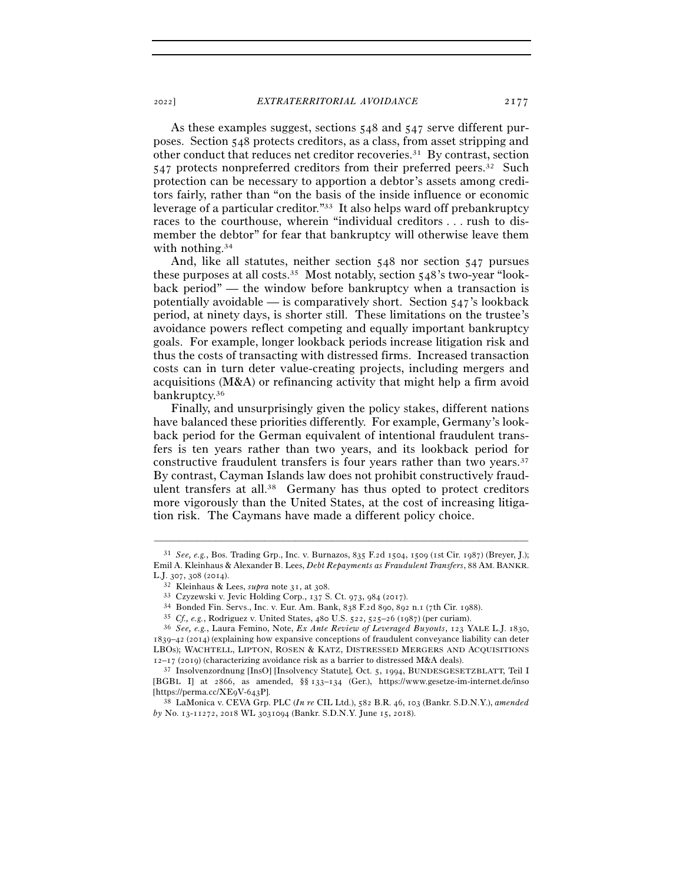As these examples suggest, sections 548 and 547 serve different purposes. Section 548 protects creditors, as a class, from asset stripping and other conduct that reduces net creditor recoveries.[31] By contrast, section 547 protects nonpreferred creditors from their preferred peers.[32] Such protection can be necessary to apportion a debtor's assets among creditors fairly, rather than "on the basis of the inside influence or economic leverage of a particular creditor."[33] It also helps ward off prebankruptcy races to the courthouse, wherein "individual creditors . . . rush to dismember the debtor" for fear that bankruptcy will otherwise leave them with nothing.[34]

And, like all statutes, neither section 548 nor section 547 pursues these purposes at all costs.[35] Most notably, section 548's two-year "lookback period" — the window before bankruptcy when a transaction is potentially avoidable — is comparatively short. Section 547's lookback period, at ninety days, is shorter still. These limitations on the trustee's avoidance powers reflect competing and equally important bankruptcy goals. For example, longer lookback periods increase litigation risk and thus the costs of transacting with distressed firms. Increased transaction costs can in turn deter value-creating projects, including mergers and acquisitions (M&A) or refinancing activity that might help a firm avoid bankruptcy.[36]

Finally, and unsurprisingly given the policy stakes, different nations have balanced these priorities differently. For example, Germany's lookback period for the German equivalent of intentional fraudulent transfers is ten years rather than two years, and its lookback period for constructive fraudulent transfers is four years rather than two years.[37] By contrast, Cayman Islands law does not prohibit constructively fraudulent transfers at all.[38] Germany has thus opted to protect creditors more vigorously than the United States, at the cost of increasing litigation risk. The Caymans have made a different policy choice.

---

[31] *See, e.g.*, Bos. Trading Grp., Inc. v. Burnazos, 835 F.2d 1504, 1509 (1st Cir. 1987) (Breyer, J.); Emil A. Kleinhaus & Alexander B. Lees, *Debt Repayments as Fraudulent Transfers*, 88 AM. BANKR. L.J. 307, 308 (2014).

[32] Kleinhaus & Lees, *supra* note 31, at 308.

[33] Czyzewski v. Jevic Holding Corp., 137 S. Ct. 973, 984 (2017).

[34] Bonded Fin. Servs., Inc. v. Eur. Am. Bank, 838 F.2d 890, 892 n.1 (7th Cir. 1988).

[35] *Cf., e.g.*, Rodriguez v. United States, 480 U.S. 522, 525–26 (1987) (per curiam).

[36] *See, e.g.*, Laura Femino, Note, *Ex Ante Review of Leveraged Buyouts*, 123 YALE L.J. 1830, 1839–42 (2014) (explaining how expansive conceptions of fraudulent conveyance liability can deter LBOs); WACHTELL, LIPTON, ROSEN & KATZ, DISTRESSED MERGERS AND ACQUISITIONS 12–17 (2019) (characterizing avoidance risk as a barrier to distressed M&A deals).

[37] Insolvenzordnung [InsO] [Insolvency Statute], Oct. 5, 1994, BUNDESGESETZBLATT, Teil I [BGBL I] at 2866, as amended, §§ 133–134 (Ger.), https://www.gesetze-im-internet.de/inso [https://perma.cc/XE9V-643P].

[38] LaMonica v. CEVA Grp. PLC (*In re* CIL Ltd.), 582 B.R. 46, 103 (Bankr. S.D.N.Y.), *amended by* No. 13-11272, 2018 WL 3031094 (Bankr. S.D.N.Y. June 15, 2018).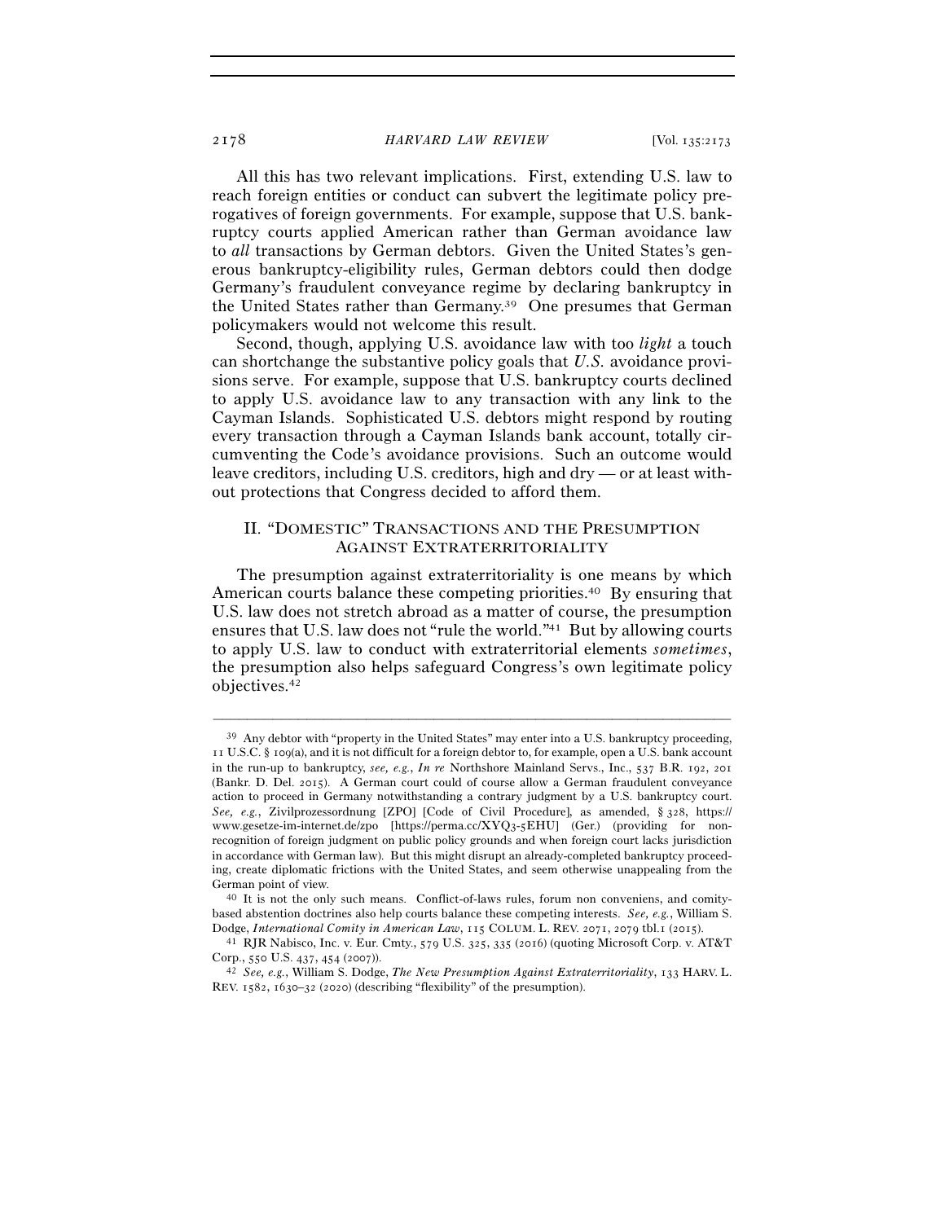All this has two relevant implications. First, extending U.S. law to reach foreign entities or conduct can subvert the legitimate policy prerogatives of foreign governments. For example, suppose that U.S. bankruptcy courts applied American rather than German avoidance law to *all* transactions by German debtors. Given the United States's generous bankruptcy-eligibility rules, German debtors could then dodge Germany's fraudulent conveyance regime by declaring bankruptcy in the United States rather than Germany.[39] One presumes that German policymakers would not welcome this result.

Second, though, applying U.S. avoidance law with too *light* a touch can shortchange the substantive policy goals that *U.S.* avoidance provisions serve. For example, suppose that U.S. bankruptcy courts declined to apply U.S. avoidance law to any transaction with any link to the Cayman Islands. Sophisticated U.S. debtors might respond by routing every transaction through a Cayman Islands bank account, totally circumventing the Code's avoidance provisions. Such an outcome would leave creditors, including U.S. creditors, high and dry — or at least without protections that Congress decided to afford them.

## II. "DOMESTIC" TRANSACTIONS AND THE PRESUMPTION AGAINST EXTRATERRITORIALITY

The presumption against extraterritoriality is one means by which American courts balance these competing priorities.[40] By ensuring that U.S. law does not stretch abroad as a matter of course, the presumption ensures that U.S. law does not "rule the world."[41] But by allowing courts to apply U.S. law to conduct with extraterritorial elements *sometimes*, the presumption also helps safeguard Congress's own legitimate policy objectives.[42]

---

[39] Any debtor with "property in the United States" may enter into a U.S. bankruptcy proceeding, 11 U.S.C. § 109(a), and it is not difficult for a foreign debtor to, for example, open a U.S. bank account in the run-up to bankruptcy, *see, e.g.*, *In re* Northshore Mainland Servs., Inc., 537 B.R. 192, 201 (Bankr. D. Del. 2015). A German court could of course allow a German fraudulent conveyance action to proceed in Germany notwithstanding a contrary judgment by a U.S. bankruptcy court. *See, e.g.*, Zivilprozessordnung [ZPO] [Code of Civil Procedure], as amended, § 328, https://www.gesetze-im-internet.de/zpo [https://perma.cc/XYQ3-5EHU] (Ger.) (providing for nonrecognition of foreign judgment on public policy grounds and when foreign court lacks jurisdiction in accordance with German law). But this might disrupt an already-completed bankruptcy proceeding, create diplomatic frictions with the United States, and seem otherwise unappealing from the German point of view.

[40] It is not the only such means. Conflict-of-laws rules, forum non conveniens, and comity-based abstention doctrines also help courts balance these competing interests. *See, e.g.*, William S. Dodge, *International Comity in American Law*, 115 COLUM. L. REV. 2071, 2079 tbl.1 (2015).

[41] RJR Nabisco, Inc. v. Eur. Cmty., 579 U.S. 325, 335 (2016) (quoting Microsoft Corp. v. AT&T Corp., 550 U.S. 437, 454 (2007)).

[42] *See, e.g.*, William S. Dodge, *The New Presumption Against Extraterritoriality*, 133 HARV. L. REV. 1582, 1630–32 (2020) (describing "flexibility" of the presumption).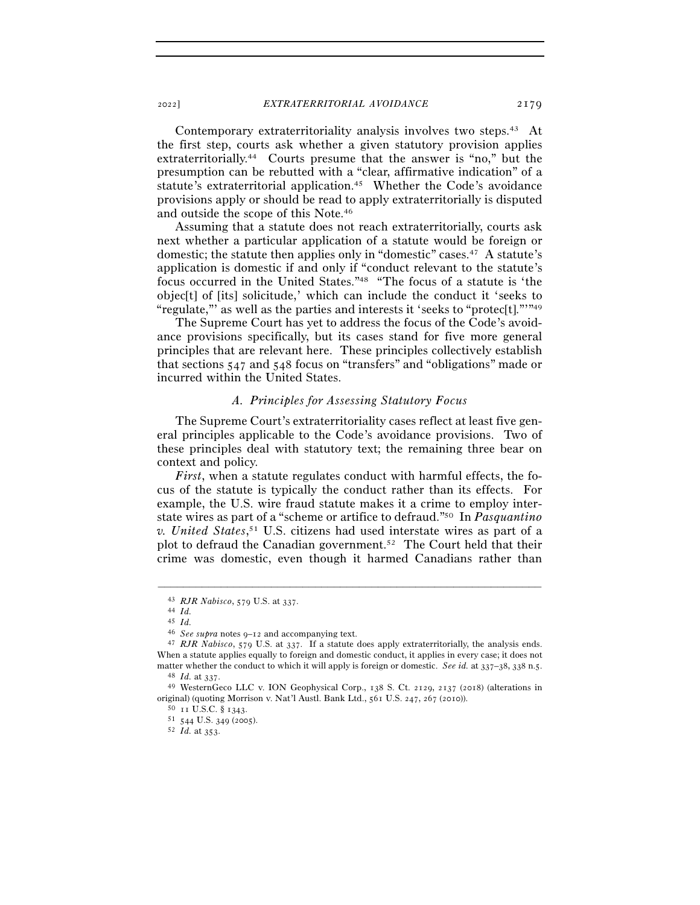Contemporary extraterritoriality analysis involves two steps.[43] At the first step, courts ask whether a given statutory provision applies extraterritorially.[44] Courts presume that the answer is "no," but the presumption can be rebutted with a "clear, affirmative indication" of a statute's extraterritorial application.[45] Whether the Code's avoidance provisions apply or should be read to apply extraterritorially is disputed and outside the scope of this Note.[46]

Assuming that a statute does not reach extraterritorially, courts ask next whether a particular application of a statute would be foreign or domestic; the statute then applies only in "domestic" cases.[47] A statute's application is domestic if and only if "conduct relevant to the statute's focus occurred in the United States."[48] "The focus of a statute is 'the objec[t] of [its] solicitude,' which can include the conduct it 'seeks to "regulate,"' as well as the parties and interests it 'seeks to "protec[t]."'"[49]

The Supreme Court has yet to address the focus of the Code's avoidance provisions specifically, but its cases stand for five more general principles that are relevant here. These principles collectively establish that sections 547 and 548 focus on "transfers" and "obligations" made or incurred within the United States.

### *A. Principles for Assessing Statutory Focus*

The Supreme Court's extraterritoriality cases reflect at least five general principles applicable to the Code's avoidance provisions. Two of these principles deal with statutory text; the remaining three bear on context and policy.

*First*, when a statute regulates conduct with harmful effects, the focus of the statute is typically the conduct rather than its effects. For example, the U.S. wire fraud statute makes it a crime to employ interstate wires as part of a "scheme or artifice to defraud."[50] In *Pasquantino v. United States*,[51] U.S. citizens had used interstate wires as part of a plot to defraud the Canadian government.[52] The Court held that their crime was domestic, even though it harmed Canadians rather than

---

[43] *RJR Nabisco*, 579 U.S. at 337.

[44] *Id.*

[45] *Id.*

[46] *See supra* notes 9–12 and accompanying text.

[47] *RJR Nabisco*, 579 U.S. at 337. If a statute does apply extraterritorially, the analysis ends. When a statute applies equally to foreign and domestic conduct, it applies in every case; it does not matter whether the conduct to which it will apply is foreign or domestic. *See id.* at 337–38, 338 n.5.

[48] *Id.* at 337.

[49] WesternGeco LLC v. ION Geophysical Corp., 138 S. Ct. 2129, 2137 (2018) (alterations in original) (quoting Morrison v. Nat'l Austl. Bank Ltd., 561 U.S. 247, 267 (2010)).

[50] 11 U.S.C. § 1343.

[51] 544 U.S. 349 (2005).

[52] *Id.* at 353.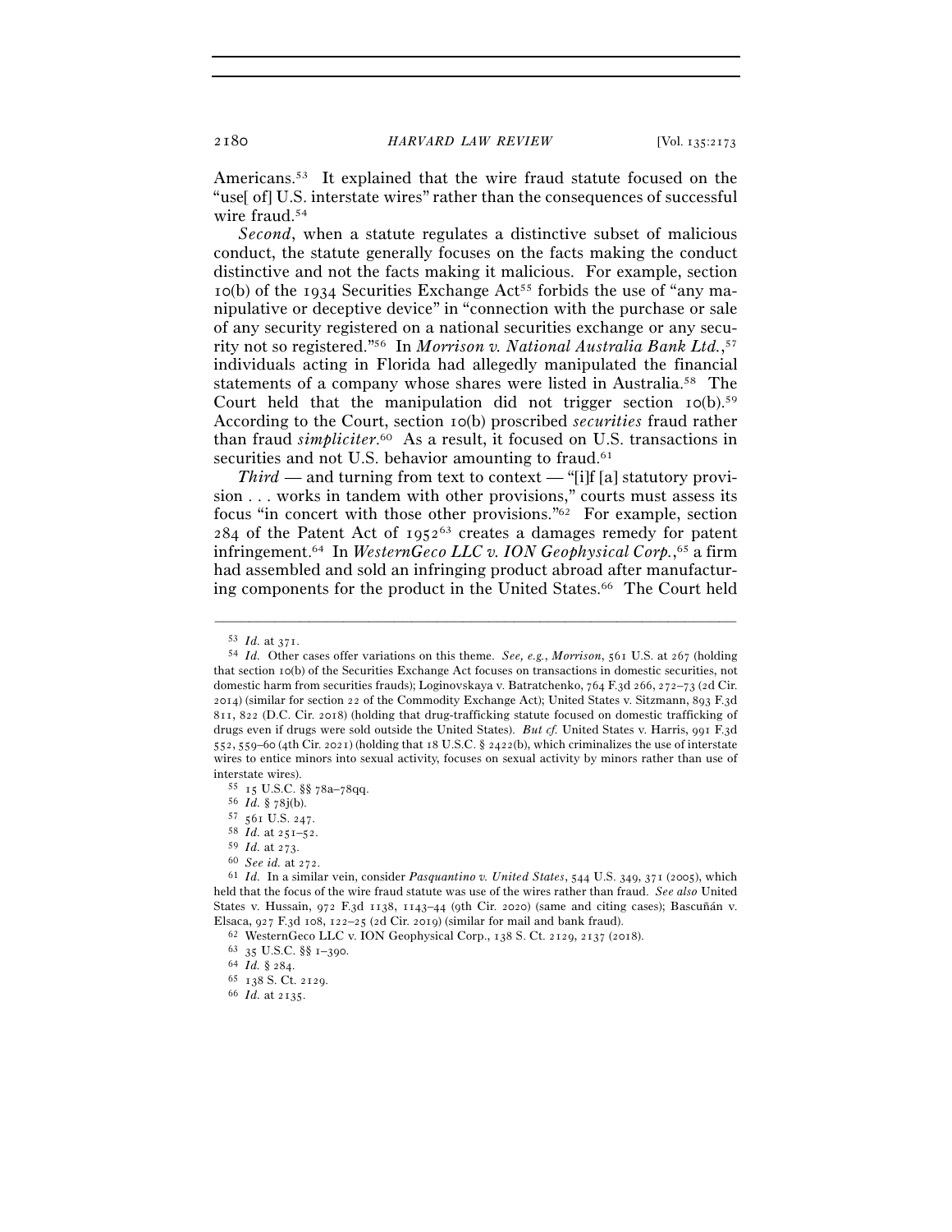Americans.[53] It explained that the wire fraud statute focused on the "use[ of] U.S. interstate wires" rather than the consequences of successful wire fraud.[54]

*Second*, when a statute regulates a distinctive subset of malicious conduct, the statute generally focuses on the facts making the conduct distinctive and not the facts making it malicious. For example, section 10(b) of the 1934 Securities Exchange Act[55] forbids the use of "any manipulative or deceptive device" in "connection with the purchase or sale of any security registered on a national securities exchange or any security not so registered."[56] In *Morrison v. National Australia Bank Ltd.*,[57] individuals acting in Florida had allegedly manipulated the financial statements of a company whose shares were listed in Australia.[58] The Court held that the manipulation did not trigger section 10(b).[59] According to the Court, section 10(b) proscribed *securities* fraud rather than fraud *simpliciter*.[60] As a result, it focused on U.S. transactions in securities and not U.S. behavior amounting to fraud.[61]

*Third* — and turning from text to context — "[i]f [a] statutory provision . . . works in tandem with other provisions," courts must assess its focus "in concert with those other provisions."[62] For example, section 284 of the Patent Act of 1952[63] creates a damages remedy for patent infringement.[64] In *WesternGeco LLC v. ION Geophysical Corp.*,[65] a firm had assembled and sold an infringing product abroad after manufacturing components for the product in the United States.[66] The Court held

---

[53] *Id.* at 371.

[54] *Id.* Other cases offer variations on this theme. *See, e.g.*, *Morrison*, 561 U.S. at 267 (holding that section 10(b) of the Securities Exchange Act focuses on transactions in domestic securities, not domestic harm from securities frauds); Loginovskaya v. Batratchenko, 764 F.3d 266, 272–73 (2d Cir. 2014) (similar for section 22 of the Commodity Exchange Act); United States v. Sitzmann, 893 F.3d 811, 822 (D.C. Cir. 2018) (holding that drug-trafficking statute focused on domestic trafficking of drugs even if drugs were sold outside the United States). *But cf.* United States v. Harris, 991 F.3d 552, 559–60 (4th Cir. 2021) (holding that 18 U.S.C. § 2422(b), which criminalizes the use of interstate wires to entice minors into sexual activity, focuses on sexual activity by minors rather than use of interstate wires).

[55] 15 U.S.C. §§ 78a–78qq.

[56] *Id.* § 78j(b).

[57] 561 U.S. 247.

[58] *Id.* at 251–52.

[59] *Id.* at 273.

[60] *See id.* at 272.

[61] *Id.* In a similar vein, consider *Pasquantino v. United States*, 544 U.S. 349, 371 (2005), which held that the focus of the wire fraud statute was use of the wires rather than fraud. *See also* United States v. Hussain, 972 F.3d 1138, 1143–44 (9th Cir. 2020) (same and citing cases); Bascuñán v. Elsaca, 927 F.3d 108, 122–25 (2d Cir. 2019) (similar for mail and bank fraud).

[62] WesternGeco LLC v. ION Geophysical Corp., 138 S. Ct. 2129, 2137 (2018).

[63] 35 U.S.C. §§ 1–390.

[64] *Id.* § 284.

[65] 138 S. Ct. 2129.

[66] *Id.* at 2135.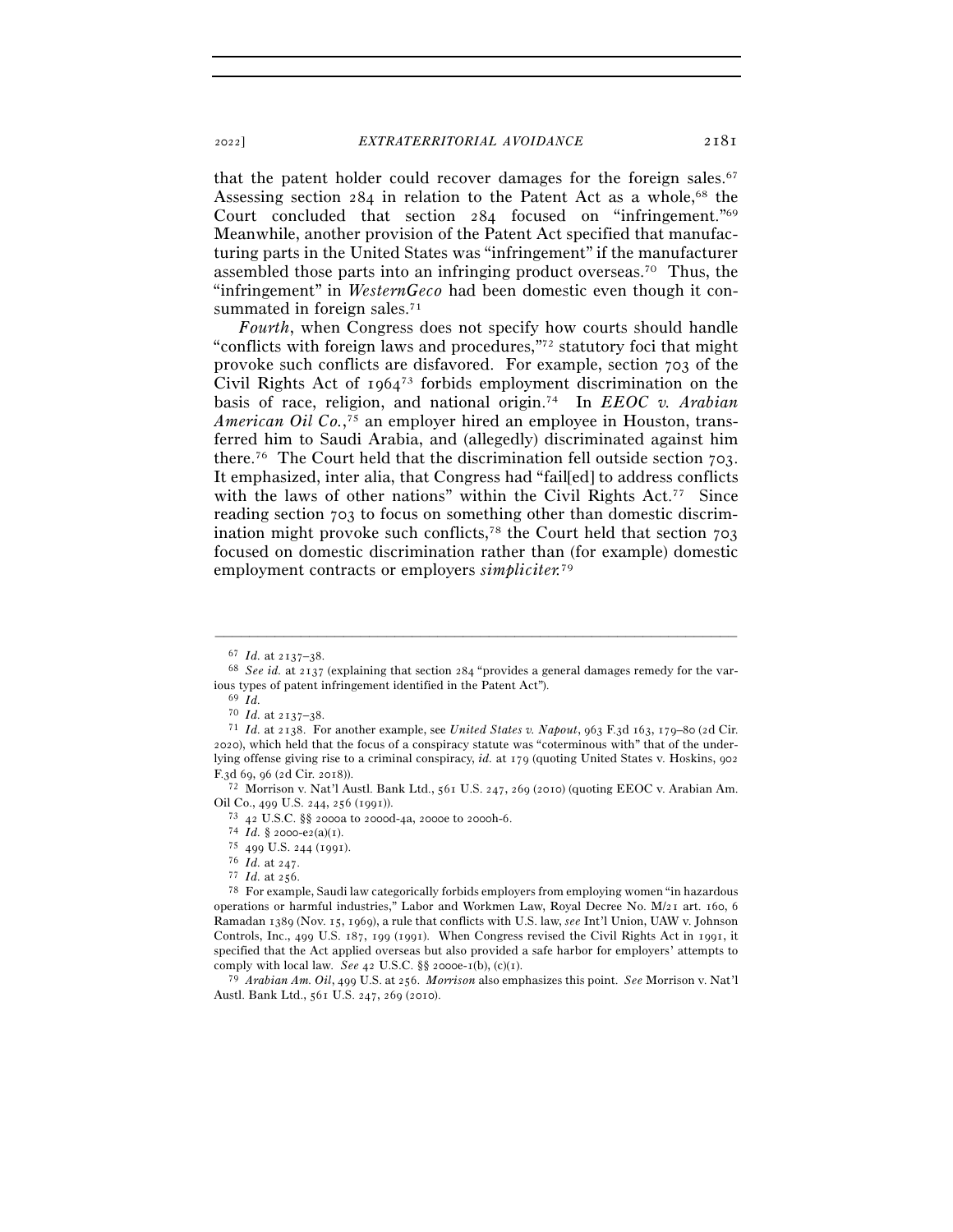that the patent holder could recover damages for the foreign sales.[67] Assessing section 284 in relation to the Patent Act as a whole,[68] the Court concluded that section 284 focused on "infringement."[69] Meanwhile, another provision of the Patent Act specified that manufacturing parts in the United States was "infringement" if the manufacturer assembled those parts into an infringing product overseas.[70] Thus, the "infringement" in *WesternGeco* had been domestic even though it consummated in foreign sales.[71]

*Fourth*, when Congress does not specify how courts should handle "conflicts with foreign laws and procedures,"[72] statutory foci that might provoke such conflicts are disfavored. For example, section 703 of the Civil Rights Act of 1964[73] forbids employment discrimination on the basis of race, religion, and national origin.[74] In *EEOC v. Arabian American Oil Co.*,[75] an employer hired an employee in Houston, transferred him to Saudi Arabia, and (allegedly) discriminated against him there.[76] The Court held that the discrimination fell outside section 703. It emphasized, inter alia, that Congress had "fail[ed] to address conflicts with the laws of other nations" within the Civil Rights Act.[77] Since reading section 703 to focus on something other than domestic discrimination might provoke such conflicts,[78] the Court held that section 703 focused on domestic discrimination rather than (for example) domestic employment contracts or employers *simpliciter*.[79]

---

[67] *Id.* at 2137–38.

[68] *See id.* at 2137 (explaining that section 284 "provides a general damages remedy for the various types of patent infringement identified in the Patent Act").

[69] *Id.*

[70] *Id.* at 2137–38.

[71] *Id.* at 2138. For another example, see *United States v. Napout*, 963 F.3d 163, 179–80 (2d Cir. 2020), which held that the focus of a conspiracy statute was "coterminous with" that of the underlying offense giving rise to a criminal conspiracy, *id.* at 179 (quoting United States v. Hoskins, 902 F.3d 69, 96 (2d Cir. 2018)).

[72] Morrison v. Nat'l Austl. Bank Ltd., 561 U.S. 247, 269 (2010) (quoting EEOC v. Arabian Am. Oil Co., 499 U.S. 244, 256 (1991)).

[73] 42 U.S.C. §§ 2000a to 2000d-4a, 2000e to 2000h-6.

[74] *Id.* § 2000-e2(a)(1).

[75] 499 U.S. 244 (1991).

[76] *Id.* at 247.

[77] *Id.* at 256.

[78] For example, Saudi law categorically forbids employers from employing women "in hazardous operations or harmful industries," Labor and Workmen Law, Royal Decree No. M/21 art. 160, 6 Ramadan 1389 (Nov. 15, 1969), a rule that conflicts with U.S. law, *see* Int'l Union, UAW v. Johnson Controls, Inc., 499 U.S. 187, 199 (1991). When Congress revised the Civil Rights Act in 1991, it specified that the Act applied overseas but also provided a safe harbor for employers' attempts to comply with local law. *See* 42 U.S.C. §§ 2000e-1(b), (c)(1).

[79] *Arabian Am. Oil*, 499 U.S. at 256. *Morrison* also emphasizes this point. *See* Morrison v. Nat'l Austl. Bank Ltd., 561 U.S. 247, 269 (2010).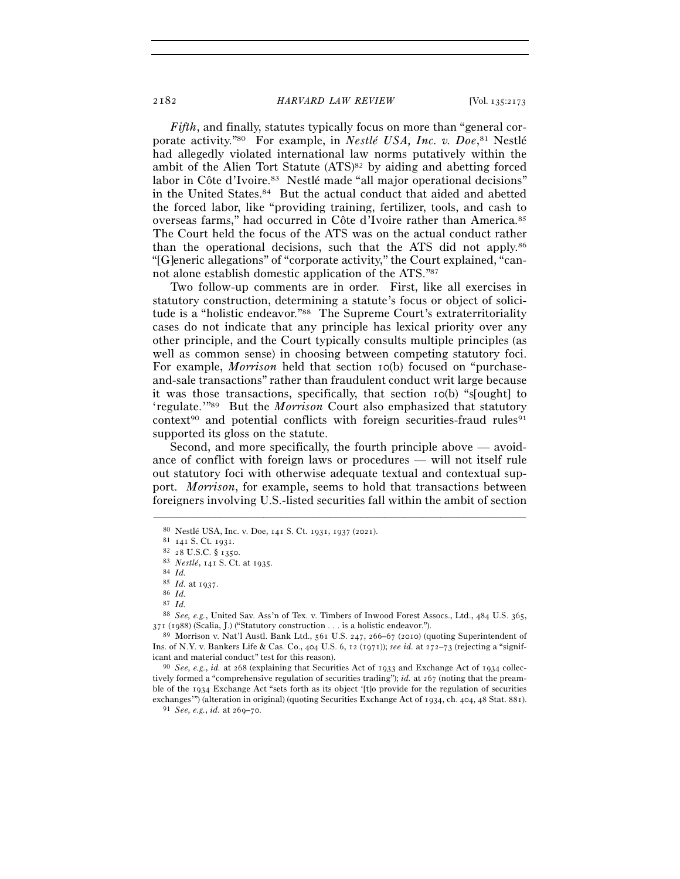*Fifth*, and finally, statutes typically focus on more than "general corporate activity."[80] For example, in *Nestlé USA, Inc. v. Doe*,[81] Nestlé had allegedly violated international law norms putatively within the ambit of the Alien Tort Statute (ATS)[82] by aiding and abetting forced labor in Côte d'Ivoire.[83] Nestlé made "all major operational decisions" in the United States.[84] But the actual conduct that aided and abetted the forced labor, like "providing training, fertilizer, tools, and cash to overseas farms," had occurred in Côte d'Ivoire rather than America.[85] The Court held the focus of the ATS was on the actual conduct rather than the operational decisions, such that the ATS did not apply.[86] "[G]eneric allegations" of "corporate activity," the Court explained, "cannot alone establish domestic application of the ATS."[87]

Two follow-up comments are in order. First, like all exercises in statutory construction, determining a statute's focus or object of solicitude is a "holistic endeavor."[88] The Supreme Court's extraterritoriality cases do not indicate that any principle has lexical priority over any other principle, and the Court typically consults multiple principles (as well as common sense) in choosing between competing statutory foci. For example, *Morrison* held that section 10(b) focused on "purchase-and-sale transactions" rather than fraudulent conduct writ large because it was those transactions, specifically, that section 10(b) "s[ought] to 'regulate.'"[89] But the *Morrison* Court also emphasized that statutory context[90] and potential conflicts with foreign securities-fraud rules[91] supported its gloss on the statute.

Second, and more specifically, the fourth principle above — avoidance of conflict with foreign laws or procedures — will not itself rule out statutory foci with otherwise adequate textual and contextual support. *Morrison*, for example, seems to hold that transactions between foreigners involving U.S.-listed securities fall within the ambit of section

---

[80] Nestlé USA, Inc. v. Doe, 141 S. Ct. 1931, 1937 (2021).

[81] 141 S. Ct. 1931.

[82] 28 U.S.C. § 1350.

[83] *Nestlé*, 141 S. Ct. at 1935.

[84] *Id.*

[85] *Id.* at 1937.

[86] *Id.*

[87] *Id.*

[88] *See, e.g.*, United Sav. Ass'n of Tex. v. Timbers of Inwood Forest Assocs., Ltd., 484 U.S. 365, 371 (1988) (Scalia, J.) ("Statutory construction . . . is a holistic endeavor.").

[89] Morrison v. Nat'l Austl. Bank Ltd., 561 U.S. 247, 266–67 (2010) (quoting Superintendent of Ins. of N.Y. v. Bankers Life & Cas. Co., 404 U.S. 6, 12 (1971)); *see id.* at 272–73 (rejecting a "significant and material conduct" test for this reason).

[90] *See, e.g.*, *id.* at 268 (explaining that Securities Act of 1933 and Exchange Act of 1934 collectively formed a "comprehensive regulation of securities trading"); *id.* at 267 (noting that the preamble of the 1934 Exchange Act "sets forth as its object '[t]o provide for the regulation of securities exchanges'") (alteration in original) (quoting Securities Exchange Act of 1934, ch. 404, 48 Stat. 881).

[91] *See, e.g.*, *id.* at 269–70.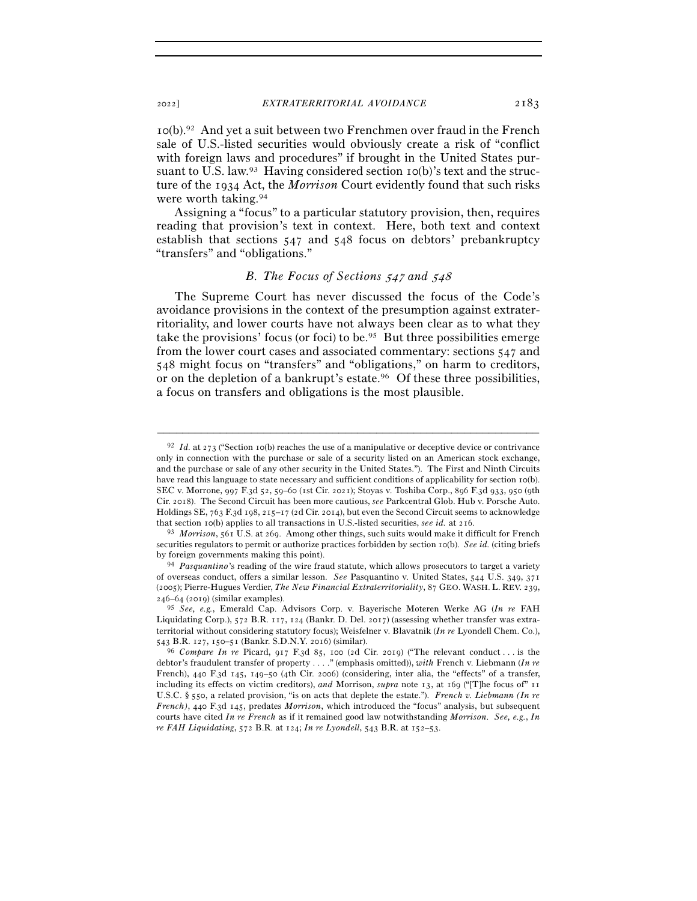10(b).[92] And yet a suit between two Frenchmen over fraud in the French sale of U.S.-listed securities would obviously create a risk of "conflict with foreign laws and procedures" if brought in the United States pursuant to U.S. law.[93] Having considered section 10(b)'s text and the structure of the 1934 Act, the *Morrison* Court evidently found that such risks were worth taking.[94]

Assigning a "focus" to a particular statutory provision, then, requires reading that provision's text in context. Here, both text and context establish that sections 547 and 548 focus on debtors' prebankruptcy "transfers" and "obligations."

### *B. The Focus of Sections 547 and 548*

The Supreme Court has never discussed the focus of the Code's avoidance provisions in the context of the presumption against extraterritoriality, and lower courts have not always been clear as to what they take the provisions' focus (or foci) to be.[95] But three possibilities emerge from the lower court cases and associated commentary: sections 547 and 548 might focus on "transfers" and "obligations," on harm to creditors, or on the depletion of a bankrupt's estate.[96] Of these three possibilities, a focus on transfers and obligations is the most plausible.

---

[92] *Id.* at 273 ("Section 10(b) reaches the use of a manipulative or deceptive device or contrivance only in connection with the purchase or sale of a security listed on an American stock exchange, and the purchase or sale of any other security in the United States."). The First and Ninth Circuits have read this language to state necessary and sufficient conditions of applicability for section 10(b). SEC v. Morrone, 997 F.3d 52, 59–60 (1st Cir. 2021); Stoyas v. Toshiba Corp., 896 F.3d 933, 950 (9th Cir. 2018). The Second Circuit has been more cautious, *see* Parkcentral Glob. Hub v. Porsche Auto. Holdings SE, 763 F.3d 198, 215–17 (2d Cir. 2014), but even the Second Circuit seems to acknowledge that section 10(b) applies to all transactions in U.S.-listed securities, *see id.* at 216.

[93] *Morrison*, 561 U.S. at 269. Among other things, such suits would make it difficult for French securities regulators to permit or authorize practices forbidden by section 10(b). *See id.* (citing briefs by foreign governments making this point).

[94] *Pasquantino*'s reading of the wire fraud statute, which allows prosecutors to target a variety of overseas conduct, offers a similar lesson. *See* Pasquantino v. United States, 544 U.S. 349, 371 (2005); Pierre-Hugues Verdier, *The New Financial Extraterritoriality*, 87 GEO. WASH. L. REV. 239, 246–64 (2019) (similar examples).

[95] *See, e.g.*, Emerald Cap. Advisors Corp. v. Bayerische Moteren Werke AG (*In re* FAH Liquidating Corp.), 572 B.R. 117, 124 (Bankr. D. Del. 2017) (assessing whether transfer was extraterritorial without considering statutory focus); Weisfelner v. Blavatnik (*In re* Lyondell Chem. Co.), 543 B.R. 127, 150–51 (Bankr. S.D.N.Y. 2016) (similar).

[96] *Compare In re* Picard, 917 F.3d 85, 100 (2d Cir. 2019) ("The relevant conduct . . . is the debtor's fraudulent transfer of property . . . ." (emphasis omitted)), *with* French v. Liebmann (*In re* French), 440 F.3d 145, 149–50 (4th Cir. 2006) (considering, inter alia, the "effects" of a transfer, including its effects on victim creditors), *and* Morrison, *supra* note 13, at 169 ("[T]he focus of" 11 U.S.C. § 550, a related provision, "is on acts that deplete the estate."). *French v. Liebmann (In re French)*, 440 F.3d 145, predates *Morrison*, which introduced the "focus" analysis, but subsequent courts have cited *In re French* as if it remained good law notwithstanding *Morrison*. *See, e.g.*, *In re FAH Liquidating*, 572 B.R. at 124; *In re Lyondell*, 543 B.R. at 152–53.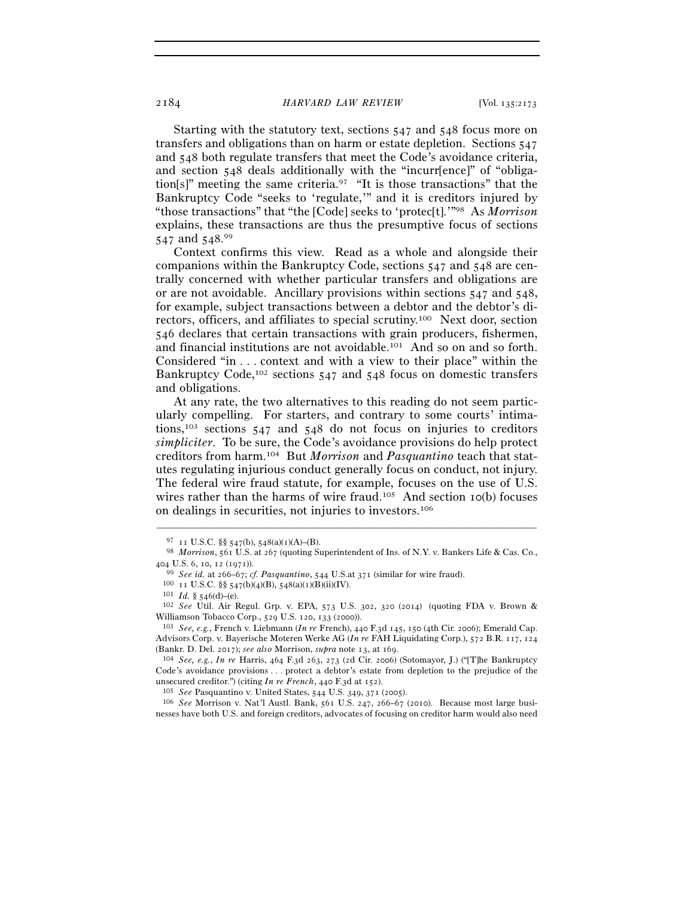Starting with the statutory text, sections 547 and 548 focus more on transfers and obligations than on harm or estate depletion. Sections 547 and 548 both regulate transfers that meet the Code's avoidance criteria, and section 548 deals additionally with the "incurr[ence]" of "obligation[s]" meeting the same criteria.[97] "It is those transactions" that the Bankruptcy Code "seeks to 'regulate,'" and it is creditors injured by "those transactions" that "the [Code] seeks to 'protec[t].'"[98] As *Morrison* explains, these transactions are thus the presumptive focus of sections 547 and 548.[99]

Context confirms this view. Read as a whole and alongside their companions within the Bankruptcy Code, sections 547 and 548 are centrally concerned with whether particular transfers and obligations are or are not avoidable. Ancillary provisions within sections 547 and 548, for example, subject transactions between a debtor and the debtor's directors, officers, and affiliates to special scrutiny.[100] Next door, section 546 declares that certain transactions with grain producers, fishermen, and financial institutions are not avoidable.[101] And so on and so forth. Considered "in . . . context and with a view to their place" within the Bankruptcy Code,[102] sections 547 and 548 focus on domestic transfers and obligations.

At any rate, the two alternatives to this reading do not seem particularly compelling. For starters, and contrary to some courts' intimations,[103] sections 547 and 548 do not focus on injuries to creditors *simpliciter*. To be sure, the Code's avoidance provisions do help protect creditors from harm.[104] But *Morrison* and *Pasquantino* teach that statutes regulating injurious conduct generally focus on conduct, not injury. The federal wire fraud statute, for example, focuses on the use of U.S. wires rather than the harms of wire fraud.[105] And section 10(b) focuses on dealings in securities, not injuries to investors.[106]

---

[97] 11 U.S.C. §§ 547(b), 548(a)(1)(A)–(B).

[98] *Morrison*, 561 U.S. at 267 (quoting Superintendent of Ins. of N.Y. v. Bankers Life & Cas. Co., 404 U.S. 6, 10, 12 (1971)).

[99] *See id.* at 266–67; *cf. Pasquantino*, 544 U.S.at 371 (similar for wire fraud).

[100] 11 U.S.C. §§ 547(b)(4)(B), 548(a)(1)(B)(ii)(IV).

[101] *Id.* § 546(d)–(e).

[102] *See* Util. Air Regul. Grp. v. EPA, 573 U.S. 302, 320 (2014) (quoting FDA v. Brown & Williamson Tobacco Corp., 529 U.S. 120, 133 (2000)).

[103] *See, e.g.*, French v. Liebmann (*In re* French), 440 F.3d 145, 150 (4th Cir. 2006); Emerald Cap. Advisors Corp. v. Bayerische Moteren Werke AG (*In re* FAH Liquidating Corp.), 572 B.R. 117, 124 (Bankr. D. Del. 2017); *see also* Morrison, *supra* note 13, at 169.

[104] *See, e.g.*, *In re* Harris, 464 F.3d 263, 273 (2d Cir. 2006) (Sotomayor, J.) ("[T]he Bankruptcy Code's avoidance provisions . . . protect a debtor's estate from depletion to the prejudice of the unsecured creditor.") (citing *In re French*, 440 F.3d at 152).

[105] *See* Pasquantino v. United States, 544 U.S. 349, 371 (2005).

[106] *See* Morrison v. Nat'l Austl. Bank, 561 U.S. 247, 266–67 (2010). Because most large businesses have both U.S. and foreign creditors, advocates of focusing on creditor harm would also need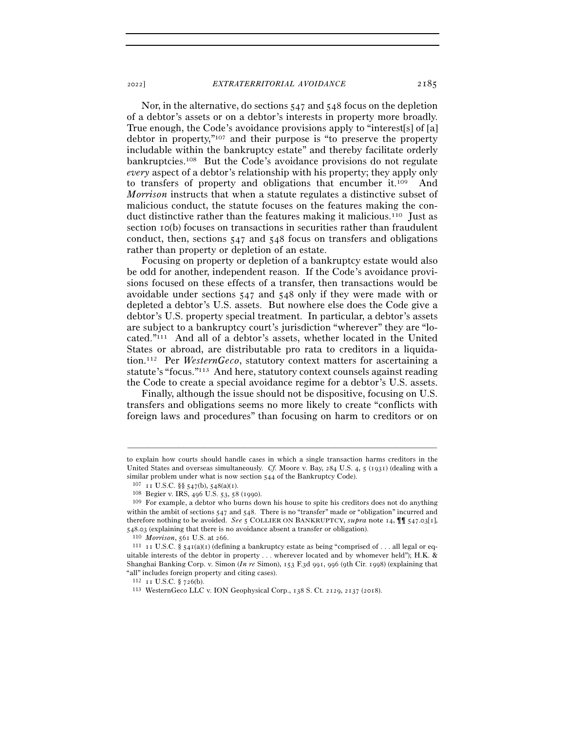Nor, in the alternative, do sections 547 and 548 focus on the depletion of a debtor's assets or on a debtor's interests in property more broadly. True enough, the Code's avoidance provisions apply to "interest[s] of [a] debtor in property,"[107] and their purpose is "to preserve the property includable within the bankruptcy estate" and thereby facilitate orderly bankruptcies.[108] But the Code's avoidance provisions do not regulate *every* aspect of a debtor's relationship with his property; they apply only to transfers of property and obligations that encumber it.[109] And *Morrison* instructs that when a statute regulates a distinctive subset of malicious conduct, the statute focuses on the features making the conduct distinctive rather than the features making it malicious.[110] Just as section 10(b) focuses on transactions in securities rather than fraudulent conduct, then, sections 547 and 548 focus on transfers and obligations rather than property or depletion of an estate.

Focusing on property or depletion of a bankruptcy estate would also be odd for another, independent reason. If the Code's avoidance provisions focused on these effects of a transfer, then transactions would be avoidable under sections 547 and 548 only if they were made with or depleted a debtor's U.S. assets. But nowhere else does the Code give a debtor's U.S. property special treatment. In particular, a debtor's assets are subject to a bankruptcy court's jurisdiction "wherever" they are "located."[111] And all of a debtor's assets, whether located in the United States or abroad, are distributable pro rata to creditors in a liquidation.[112] Per *WesternGeco*, statutory context matters for ascertaining a statute's "focus."[113] And here, statutory context counsels against reading the Code to create a special avoidance regime for a debtor's U.S. assets.

Finally, although the issue should not be dispositive, focusing on U.S. transfers and obligations seems no more likely to create "conflicts with foreign laws and procedures" than focusing on harm to creditors or on

---

to explain how courts should handle cases in which a single transaction harms creditors in the United States and overseas simultaneously. *Cf.* Moore v. Bay, 284 U.S. 4, 5 (1931) (dealing with a similar problem under what is now section 544 of the Bankruptcy Code).

[107] 11 U.S.C. §§ 547(b), 548(a)(1).

[108] Begier v. IRS, 496 U.S. 53, 58 (1990).

[109] For example, a debtor who burns down his house to spite his creditors does not do anything within the ambit of sections 547 and 548. There is no "transfer" made or "obligation" incurred and therefore nothing to be avoided. *See* 5 COLLIER ON BANKRUPTCY, *supra* note 14, ¶¶ 547.03[1], 548.03 (explaining that there is no avoidance absent a transfer or obligation).

[110] *Morrison*, 561 U.S. at 266.

[111] 11 U.S.C. § 541(a)(1) (defining a bankruptcy estate as being "comprised of . . . all legal or equitable interests of the debtor in property . . . wherever located and by whomever held"); H.K. & Shanghai Banking Corp. v. Simon (*In re* Simon), 153 F.3d 991, 996 (9th Cir. 1998) (explaining that "all" includes foreign property and citing cases).

[112] 11 U.S.C. § 726(b).

[113] WesternGeco LLC v. ION Geophysical Corp., 138 S. Ct. 2129, 2137 (2018).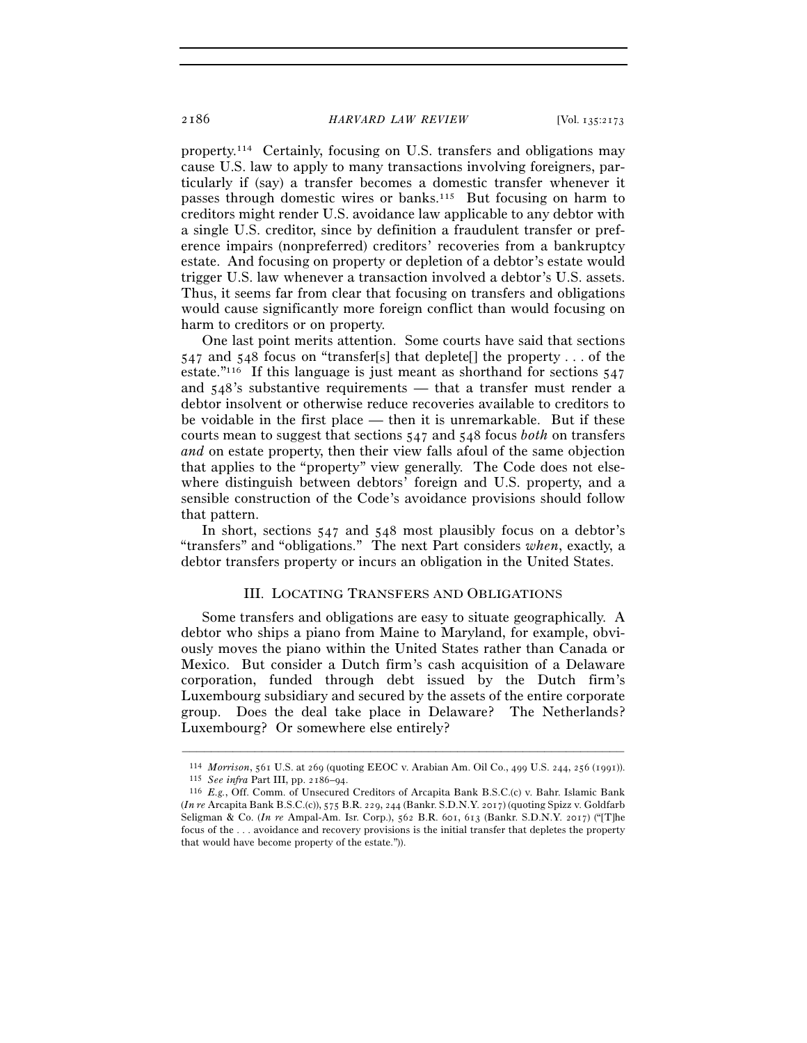property.[114] Certainly, focusing on U.S. transfers and obligations may cause U.S. law to apply to many transactions involving foreigners, particularly if (say) a transfer becomes a domestic transfer whenever it passes through domestic wires or banks.[115] But focusing on harm to creditors might render U.S. avoidance law applicable to any debtor with a single U.S. creditor, since by definition a fraudulent transfer or preference impairs (nonpreferred) creditors' recoveries from a bankruptcy estate. And focusing on property or depletion of a debtor's estate would trigger U.S. law whenever a transaction involved a debtor's U.S. assets. Thus, it seems far from clear that focusing on transfers and obligations would cause significantly more foreign conflict than would focusing on harm to creditors or on property.

One last point merits attention. Some courts have said that sections 547 and 548 focus on "transfer[s] that deplete[] the property . . . of the estate."[116] If this language is just meant as shorthand for sections 547 and 548's substantive requirements — that a transfer must render a debtor insolvent or otherwise reduce recoveries available to creditors to be voidable in the first place — then it is unremarkable. But if these courts mean to suggest that sections 547 and 548 focus *both* on transfers *and* on estate property, then their view falls afoul of the same objection that applies to the "property" view generally. The Code does not elsewhere distinguish between debtors' foreign and U.S. property, and a sensible construction of the Code's avoidance provisions should follow that pattern.

In short, sections 547 and 548 most plausibly focus on a debtor's "transfers" and "obligations." The next Part considers *when*, exactly, a debtor transfers property or incurs an obligation in the United States.

## III. LOCATING TRANSFERS AND OBLIGATIONS

Some transfers and obligations are easy to situate geographically. A debtor who ships a piano from Maine to Maryland, for example, obviously moves the piano within the United States rather than Canada or Mexico. But consider a Dutch firm's cash acquisition of a Delaware corporation, funded through debt issued by the Dutch firm's Luxembourg subsidiary and secured by the assets of the entire corporate group. Does the deal take place in Delaware? The Netherlands? Luxembourg? Or somewhere else entirely?

---

[114] *Morrison*, 561 U.S. at 269 (quoting EEOC v. Arabian Am. Oil Co., 499 U.S. 244, 256 (1991)).

[115] *See infra* Part III, pp. 2186–94.

[116] *E.g.*, Off. Comm. of Unsecured Creditors of Arcapita Bank B.S.C.(c) v. Bahr. Islamic Bank (*In re* Arcapita Bank B.S.C.(c)), 575 B.R. 229, 244 (Bankr. S.D.N.Y. 2017) (quoting Spizz v. Goldfarb Seligman & Co. (*In re* Ampal-Am. Isr. Corp.), 562 B.R. 601, 613 (Bankr. S.D.N.Y. 2017) ("[T]he focus of the . . . avoidance and recovery provisions is the initial transfer that depletes the property that would have become property of the estate.")).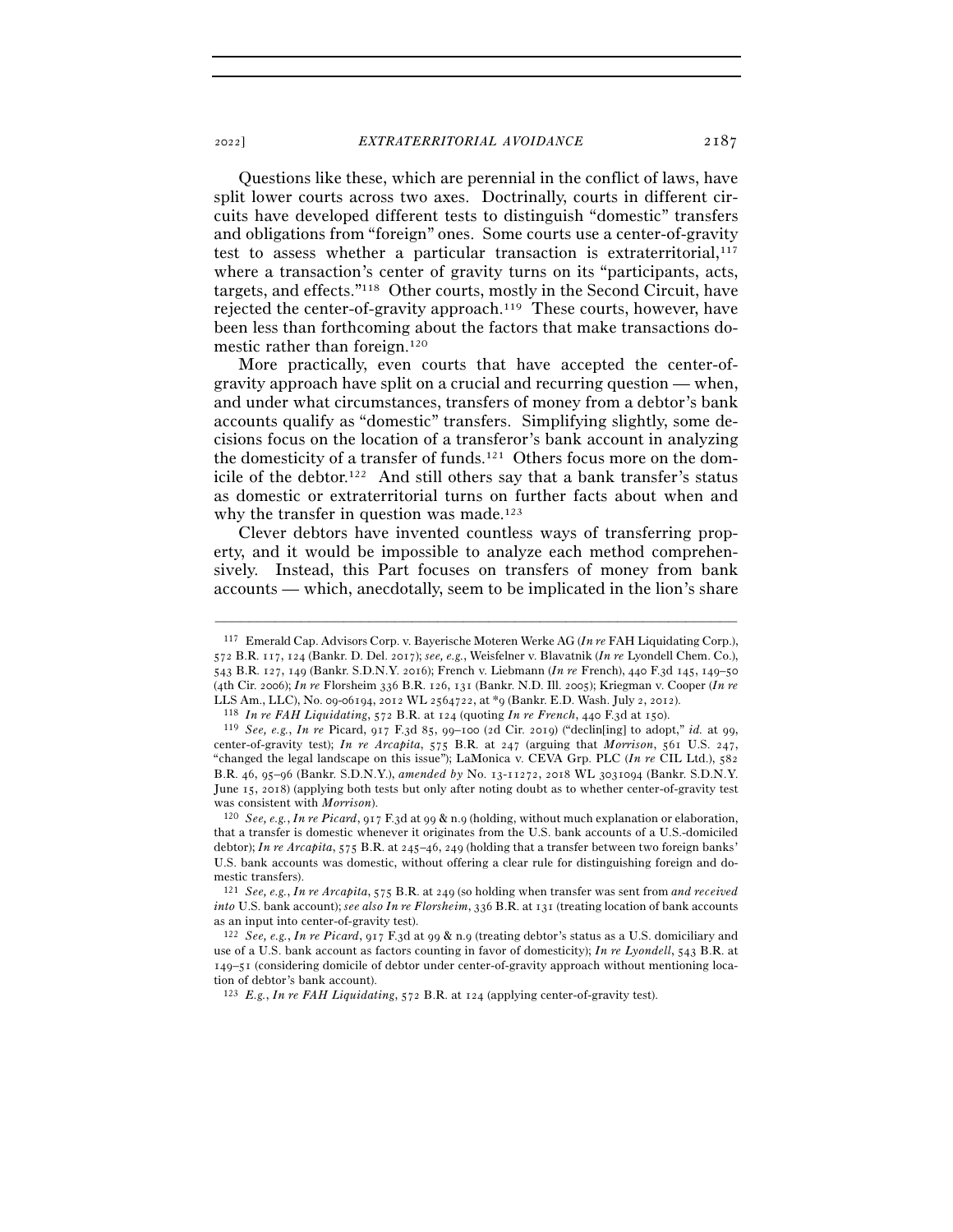Questions like these, which are perennial in the conflict of laws, have split lower courts across two axes. Doctrinally, courts in different circuits have developed different tests to distinguish "domestic" transfers and obligations from "foreign" ones. Some courts use a center-of-gravity test to assess whether a particular transaction is extraterritorial,[117] where a transaction's center of gravity turns on its "participants, acts, targets, and effects."[118] Other courts, mostly in the Second Circuit, have rejected the center-of-gravity approach.[119] These courts, however, have been less than forthcoming about the factors that make transactions domestic rather than foreign.[120]

More practically, even courts that have accepted the center-of-gravity approach have split on a crucial and recurring question — when, and under what circumstances, transfers of money from a debtor's bank accounts qualify as "domestic" transfers. Simplifying slightly, some decisions focus on the location of a transferor's bank account in analyzing the domesticity of a transfer of funds.[121] Others focus more on the domicile of the debtor.[122] And still others say that a bank transfer's status as domestic or extraterritorial turns on further facts about when and why the transfer in question was made.[123]

Clever debtors have invented countless ways of transferring property, and it would be impossible to analyze each method comprehensively. Instead, this Part focuses on transfers of money from bank accounts — which, anecdotally, seem to be implicated in the lion's share

---

[117] Emerald Cap. Advisors Corp. v. Bayerische Moteren Werke AG (*In re* FAH Liquidating Corp.), 572 B.R. 117, 124 (Bankr. D. Del. 2017); *see, e.g.*, Weisfelner v. Blavatnik (*In re* Lyondell Chem. Co.), 543 B.R. 127, 149 (Bankr. S.D.N.Y. 2016); French v. Liebmann (*In re* French), 440 F.3d 145, 149–50 (4th Cir. 2006); *In re* Florsheim 336 B.R. 126, 131 (Bankr. N.D. Ill. 2005); Kriegman v. Cooper (*In re* LLS Am., LLC), No. 09-06194, 2012 WL 2564722, at *9 (Bankr. E.D. Wash. July 2, 2012).

[118] *In re FAH Liquidating*, 572 B.R. at 124 (quoting *In re French*, 440 F.3d at 150).

[119] *See, e.g.*, *In re* Picard, 917 F.3d 85, 99–100 (2d Cir. 2019) ("declin[ing] to adopt," *id.* at 99, center-of-gravity test); *In re Arcapita*, 575 B.R. at 247 (arguing that *Morrison*, 561 U.S. 247, "changed the legal landscape on this issue"); LaMonica v. CEVA Grp. PLC (*In re* CIL Ltd.), 582 B.R. 46, 95–96 (Bankr. S.D.N.Y.), *amended by* No. 13-11272, 2018 WL 3031094 (Bankr. S.D.N.Y. June 15, 2018) (applying both tests but only after noting doubt as to whether center-of-gravity test was consistent with *Morrison*).

[120] *See, e.g.*, *In re Picard*, 917 F.3d at 99 & n.9 (holding, without much explanation or elaboration, that a transfer is domestic whenever it originates from the U.S. bank accounts of a U.S.-domiciled debtor); *In re Arcapita*, 575 B.R. at 245–46, 249 (holding that a transfer between two foreign banks' U.S. bank accounts was domestic, without offering a clear rule for distinguishing foreign and domestic transfers).

[121] *See, e.g.*, *In re Arcapita*, 575 B.R. at 249 (so holding when transfer was sent from *and received into* U.S. bank account); *see also In re Florsheim*, 336 B.R. at 131 (treating location of bank accounts as an input into center-of-gravity test).

[122] *See, e.g.*, *In re Picard*, 917 F.3d at 99 & n.9 (treating debtor's status as a U.S. domiciliary and use of a U.S. bank account as factors counting in favor of domesticity); *In re Lyondell*, 543 B.R. at 149–51 (considering domicile of debtor under center-of-gravity approach without mentioning location of debtor's bank account).

[123] *E.g.*, *In re FAH Liquidating*, 572 B.R. at 124 (applying center-of-gravity test).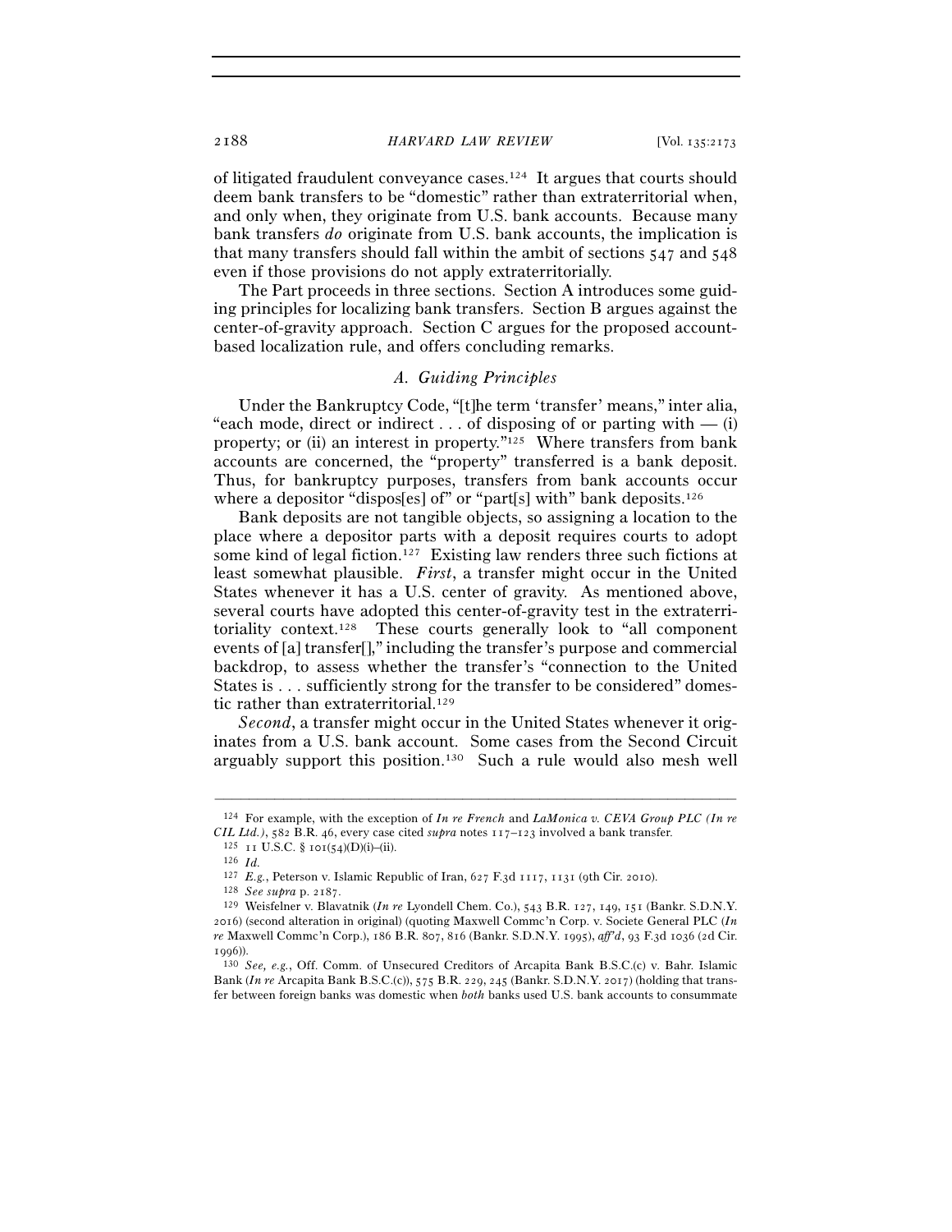of litigated fraudulent conveyance cases.[124] It argues that courts should deem bank transfers to be "domestic" rather than extraterritorial when, and only when, they originate from U.S. bank accounts. Because many bank transfers *do* originate from U.S. bank accounts, the implication is that many transfers should fall within the ambit of sections 547 and 548 even if those provisions do not apply extraterritorially.

The Part proceeds in three sections. Section A introduces some guiding principles for localizing bank transfers. Section B argues against the center-of-gravity approach. Section C argues for the proposed account-based localization rule, and offers concluding remarks.

### *A. Guiding Principles*

Under the Bankruptcy Code, "[t]he term 'transfer' means," inter alia, "each mode, direct or indirect . . . of disposing of or parting with — (i) property; or (ii) an interest in property."[125] Where transfers from bank accounts are concerned, the "property" transferred is a bank deposit. Thus, for bankruptcy purposes, transfers from bank accounts occur where a depositor "dispos[es] of" or "part[s] with" bank deposits.[126]

Bank deposits are not tangible objects, so assigning a location to the place where a depositor parts with a deposit requires courts to adopt some kind of legal fiction.[127] Existing law renders three such fictions at least somewhat plausible. *First*, a transfer might occur in the United States whenever it has a U.S. center of gravity. As mentioned above, several courts have adopted this center-of-gravity test in the extraterritoriality context.[128] These courts generally look to "all component events of [a] transfer[]," including the transfer's purpose and commercial backdrop, to assess whether the transfer's "connection to the United States is . . . sufficiently strong for the transfer to be considered" domestic rather than extraterritorial.[129]

*Second*, a transfer might occur in the United States whenever it originates from a U.S. bank account. Some cases from the Second Circuit arguably support this position.[130] Such a rule would also mesh well

---

[124] For example, with the exception of *In re French* and *LaMonica v. CEVA Group PLC (In re CIL Ltd.)*, 582 B.R. 46, every case cited *supra* notes 117–123 involved a bank transfer.

[125] 11 U.S.C. § 101(54)(D)(i)–(ii).

[126] *Id.*

[127] *E.g.*, Peterson v. Islamic Republic of Iran, 627 F.3d 1117, 1131 (9th Cir. 2010).

[128] *See supra* p. 2187.

[129] Weisfelner v. Blavatnik (*In re* Lyondell Chem. Co.), 543 B.R. 127, 149, 151 (Bankr. S.D.N.Y. 2016) (second alteration in original) (quoting Maxwell Commc'n Corp. v. Societe General PLC (*In re* Maxwell Commc'n Corp.), 186 B.R. 807, 816 (Bankr. S.D.N.Y. 1995), *aff'd*, 93 F.3d 1036 (2d Cir. 1996)).

[130] *See, e.g.*, Off. Comm. of Unsecured Creditors of Arcapita Bank B.S.C.(c) v. Bahr. Islamic Bank (*In re* Arcapita Bank B.S.C.(c)), 575 B.R. 229, 245 (Bankr. S.D.N.Y. 2017) (holding that transfer between foreign banks was domestic when *both* banks used U.S. bank accounts to consummate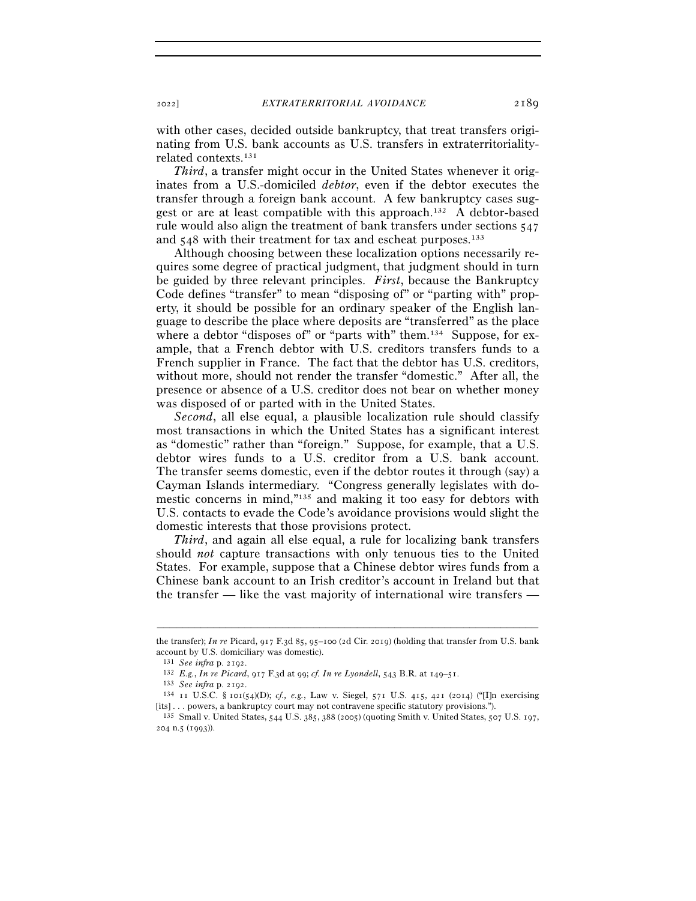with other cases, decided outside bankruptcy, that treat transfers originating from U.S. bank accounts as U.S. transfers in extraterritoriality-related contexts.[131]

*Third*, a transfer might occur in the United States whenever it originates from a U.S.-domiciled *debtor*, even if the debtor executes the transfer through a foreign bank account. A few bankruptcy cases suggest or are at least compatible with this approach.[132] A debtor-based rule would also align the treatment of bank transfers under sections 547 and 548 with their treatment for tax and escheat purposes.[133]

Although choosing between these localization options necessarily requires some degree of practical judgment, that judgment should in turn be guided by three relevant principles. *First*, because the Bankruptcy Code defines "transfer" to mean "disposing of" or "parting with" property, it should be possible for an ordinary speaker of the English language to describe the place where deposits are "transferred" as the place where a debtor "disposes of" or "parts with" them.[134] Suppose, for example, that a French debtor with U.S. creditors transfers funds to a French supplier in France. The fact that the debtor has U.S. creditors, without more, should not render the transfer "domestic." After all, the presence or absence of a U.S. creditor does not bear on whether money was disposed of or parted with in the United States.

*Second*, all else equal, a plausible localization rule should classify most transactions in which the United States has a significant interest as "domestic" rather than "foreign." Suppose, for example, that a U.S. debtor wires funds to a U.S. creditor from a U.S. bank account. The transfer seems domestic, even if the debtor routes it through (say) a Cayman Islands intermediary. "Congress generally legislates with domestic concerns in mind,"[135] and making it too easy for debtors with U.S. contacts to evade the Code's avoidance provisions would slight the domestic interests that those provisions protect.

*Third*, and again all else equal, a rule for localizing bank transfers should *not* capture transactions with only tenuous ties to the United States. For example, suppose that a Chinese debtor wires funds from a Chinese bank account to an Irish creditor's account in Ireland but that the transfer — like the vast majority of international wire transfers —

---

the transfer); *In re* Picard, 917 F.3d 85, 95–100 (2d Cir. 2019) (holding that transfer from U.S. bank account by U.S. domiciliary was domestic).

[131] *See infra* p. 2192.

[132] *E.g.*, *In re Picard*, 917 F.3d at 99; *cf. In re Lyondell*, 543 B.R. at 149–51.

[133] *See infra* p. 2192.

[134] 11 U.S.C. § 101(54)(D); *cf., e.g.*, Law v. Siegel, 571 U.S. 415, 421 (2014) ("[I]n exercising [its] . . . powers, a bankruptcy court may not contravene specific statutory provisions.").

[135] Small v. United States, 544 U.S. 385, 388 (2005) (quoting Smith v. United States, 507 U.S. 197, 204 n.5 (1993)).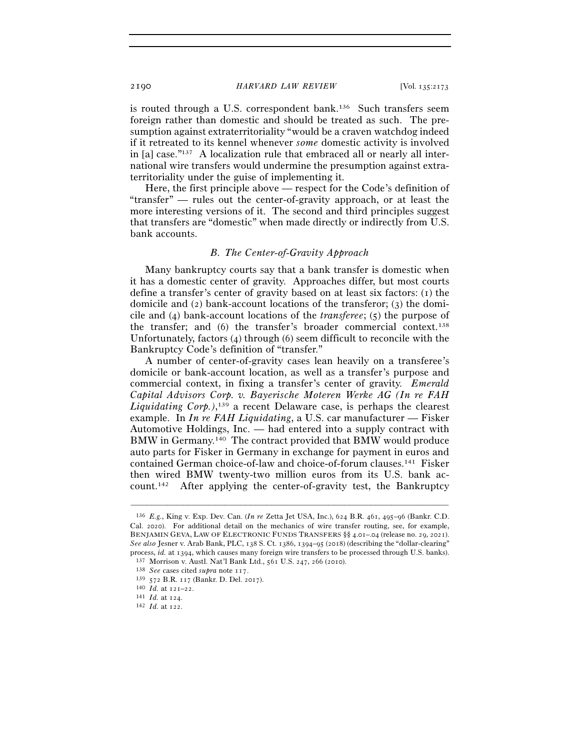is routed through a U.S. correspondent bank.[136] Such transfers seem foreign rather than domestic and should be treated as such. The presumption against extraterritoriality "would be a craven watchdog indeed if it retreated to its kennel whenever *some* domestic activity is involved in [a] case."[137] A localization rule that embraced all or nearly all international wire transfers would undermine the presumption against extraterritoriality under the guise of implementing it.

Here, the first principle above — respect for the Code's definition of "transfer" — rules out the center-of-gravity approach, or at least the more interesting versions of it. The second and third principles suggest that transfers are "domestic" when made directly or indirectly from U.S. bank accounts.

### *B. The Center-of-Gravity Approach*

Many bankruptcy courts say that a bank transfer is domestic when it has a domestic center of gravity. Approaches differ, but most courts define a transfer's center of gravity based on at least six factors: (1) the domicile and (2) bank-account locations of the transferor; (3) the domicile and (4) bank-account locations of the *transferee*; (5) the purpose of the transfer; and (6) the transfer's broader commercial context.[138] Unfortunately, factors (4) through (6) seem difficult to reconcile with the Bankruptcy Code's definition of "transfer."

A number of center-of-gravity cases lean heavily on a transferee's domicile or bank-account location, as well as a transfer's purpose and commercial context, in fixing a transfer's center of gravity. *Emerald Capital Advisors Corp. v. Bayerische Moteren Werke AG (In re FAH Liquidating Corp.)*,[139] a recent Delaware case, is perhaps the clearest example. In *In re FAH Liquidating*, a U.S. car manufacturer — Fisker Automotive Holdings, Inc. — had entered into a supply contract with BMW in Germany.[140] The contract provided that BMW would produce auto parts for Fisker in Germany in exchange for payment in euros and contained German choice-of-law and choice-of-forum clauses.[141] Fisker then wired BMW twenty-two million euros from its U.S. bank account.[142] After applying the center-of-gravity test, the Bankruptcy

---

[136] *E.g.*, King v. Exp. Dev. Can. (*In re* Zetta Jet USA, Inc.), 624 B.R. 461, 495–96 (Bankr. C.D. Cal. 2020). For additional detail on the mechanics of wire transfer routing, see, for example, BENJAMIN GEVA, LAW OF ELECTRONIC FUNDS TRANSFERS §§ 4.01–.04 (release no. 29, 2021). *See also* Jesner v. Arab Bank, PLC, 138 S. Ct. 1386, 1394–95 (2018) (describing the "dollar-clearing" process, *id.* at 1394, which causes many foreign wire transfers to be processed through U.S. banks).

[137] Morrison v. Austl. Nat'l Bank Ltd., 561 U.S. 247, 266 (2010).

[138] *See* cases cited *supra* note 117.

[139] 572 B.R. 117 (Bankr. D. Del. 2017).

[140] *Id.* at 121–22.

[141] *Id.* at 124.

[142] *Id.* at 122.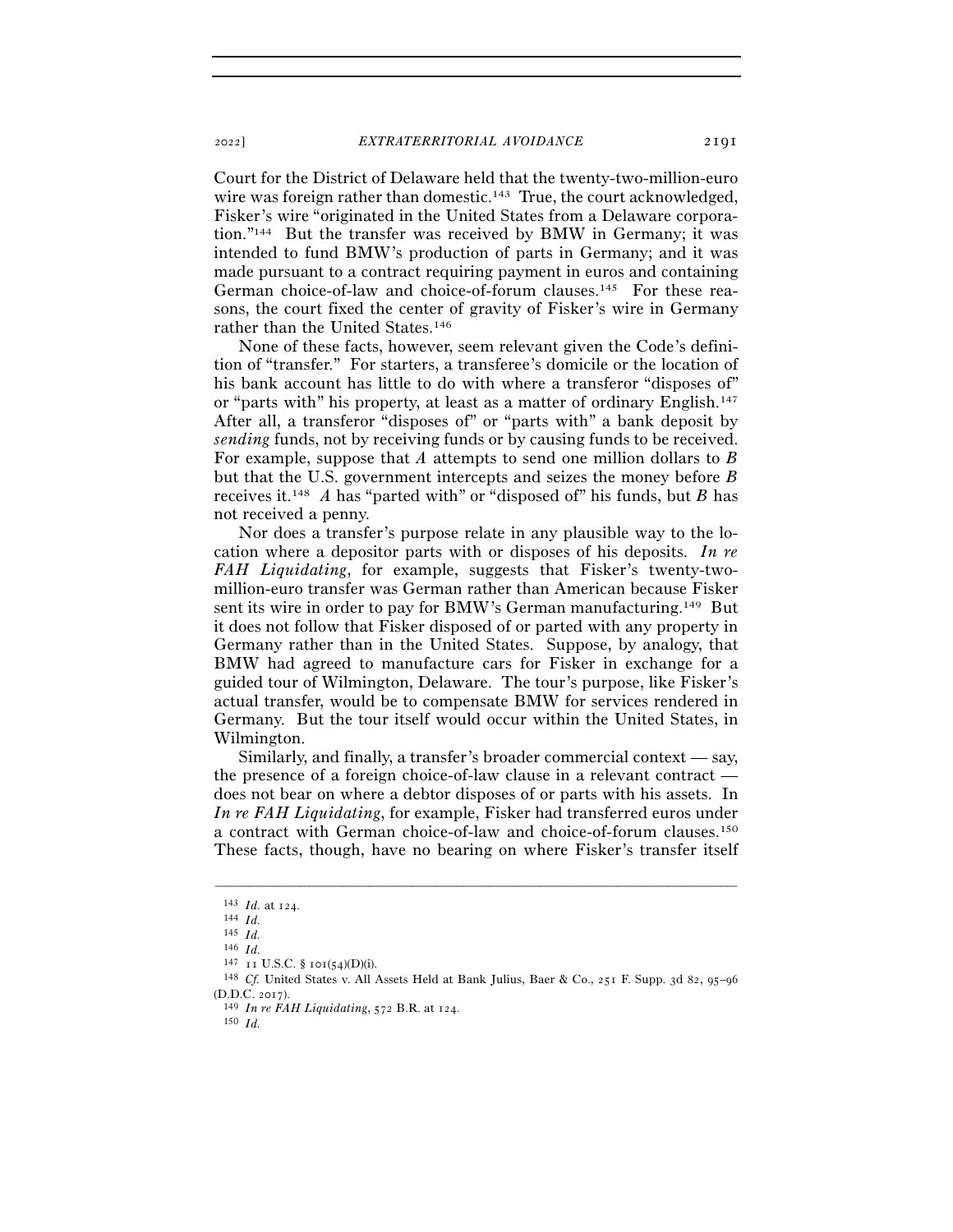Court for the District of Delaware held that the twenty-two-million-euro wire was foreign rather than domestic.[143] True, the court acknowledged, Fisker's wire "originated in the United States from a Delaware corporation."[144] But the transfer was received by BMW in Germany; it was intended to fund BMW's production of parts in Germany; and it was made pursuant to a contract requiring payment in euros and containing German choice-of-law and choice-of-forum clauses.[145] For these reasons, the court fixed the center of gravity of Fisker's wire in Germany rather than the United States.[146]

None of these facts, however, seem relevant given the Code's definition of "transfer." For starters, a transferee's domicile or the location of his bank account has little to do with where a transferor "disposes of" or "parts with" his property, at least as a matter of ordinary English.[147] After all, a transferor "disposes of" or "parts with" a bank deposit by *sending* funds, not by receiving funds or by causing funds to be received. For example, suppose that *A* attempts to send one million dollars to *B* but that the U.S. government intercepts and seizes the money before *B* receives it.[148] *A* has "parted with" or "disposed of" his funds, but *B* has not received a penny.

Nor does a transfer's purpose relate in any plausible way to the location where a depositor parts with or disposes of his deposits. *In re FAH Liquidating*, for example, suggests that Fisker's twenty-two-million-euro transfer was German rather than American because Fisker sent its wire in order to pay for BMW's German manufacturing.[149] But it does not follow that Fisker disposed of or parted with any property in Germany rather than in the United States. Suppose, by analogy, that BMW had agreed to manufacture cars for Fisker in exchange for a guided tour of Wilmington, Delaware. The tour's purpose, like Fisker's actual transfer, would be to compensate BMW for services rendered in Germany. But the tour itself would occur within the United States, in Wilmington.

Similarly, and finally, a transfer's broader commercial context — say, the presence of a foreign choice-of-law clause in a relevant contract — does not bear on where a debtor disposes of or parts with his assets. In *In re FAH Liquidating*, for example, Fisker had transferred euros under a contract with German choice-of-law and choice-of-forum clauses.[150] These facts, though, have no bearing on where Fisker's transfer itself

---

[143] *Id.* at 124.

[144] *Id.*

[145] *Id.*

[146] *Id.*

[147] 11 U.S.C. § 101(54)(D)(i).

[148] *Cf.* United States v. All Assets Held at Bank Julius, Baer & Co., 251 F. Supp. 3d 82, 95–96 (D.D.C. 2017).

[149] *In re FAH Liquidating*, 572 B.R. at 124.

[150] *Id.*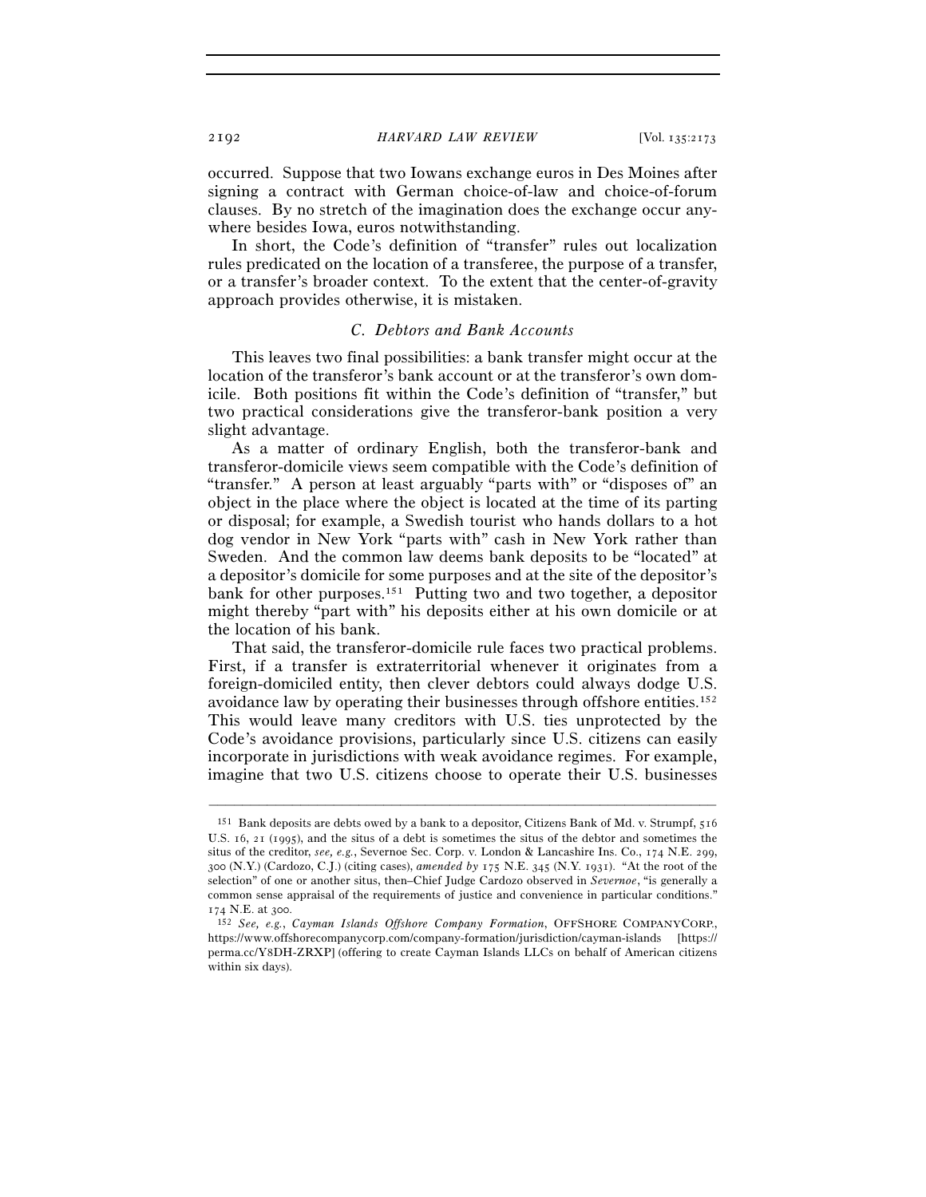occurred. Suppose that two Iowans exchange euros in Des Moines after signing a contract with German choice-of-law and choice-of-forum clauses. By no stretch of the imagination does the exchange occur anywhere besides Iowa, euros notwithstanding.

In short, the Code's definition of "transfer" rules out localization rules predicated on the location of a transferee, the purpose of a transfer, or a transfer's broader context. To the extent that the center-of-gravity approach provides otherwise, it is mistaken.

### *C. Debtors and Bank Accounts*

This leaves two final possibilities: a bank transfer might occur at the location of the transferor's bank account or at the transferor's own domicile. Both positions fit within the Code's definition of "transfer," but two practical considerations give the transferor-bank position a very slight advantage.

As a matter of ordinary English, both the transferor-bank and transferor-domicile views seem compatible with the Code's definition of "transfer." A person at least arguably "parts with" or "disposes of" an object in the place where the object is located at the time of its parting or disposal; for example, a Swedish tourist who hands dollars to a hot dog vendor in New York "parts with" cash in New York rather than Sweden. And the common law deems bank deposits to be "located" at a depositor's domicile for some purposes and at the site of the depositor's bank for other purposes.[151] Putting two and two together, a depositor might thereby "part with" his deposits either at his own domicile or at the location of his bank.

That said, the transferor-domicile rule faces two practical problems. First, if a transfer is extraterritorial whenever it originates from a foreign-domiciled entity, then clever debtors could always dodge U.S. avoidance law by operating their businesses through offshore entities.[152] This would leave many creditors with U.S. ties unprotected by the Code's avoidance provisions, particularly since U.S. citizens can easily incorporate in jurisdictions with weak avoidance regimes. For example, imagine that two U.S. citizens choose to operate their U.S. businesses

---

[151] Bank deposits are debts owed by a bank to a depositor, Citizens Bank of Md. v. Strumpf, 516 U.S. 16, 21 (1995), and the situs of a debt is sometimes the situs of the debtor and sometimes the situs of the creditor, *see, e.g.*, Severnoe Sec. Corp. v. London & Lancashire Ins. Co., 174 N.E. 299, 300 (N.Y.) (Cardozo, C.J.) (citing cases), *amended by* 175 N.E. 345 (N.Y. 1931). "At the root of the selection" of one or another situs, then–Chief Judge Cardozo observed in *Severnoe*, "is generally a common sense appraisal of the requirements of justice and convenience in particular conditions." 174 N.E. at 300.

[152] *See, e.g.*, *Cayman Islands Offshore Company Formation*, OFFSHORE COMPANYCORP., https://www.offshorecompanycorp.com/company-formation/jurisdiction/cayman-islands [https://perma.cc/Y8DH-ZRXP] (offering to create Cayman Islands LLCs on behalf of American citizens within six days).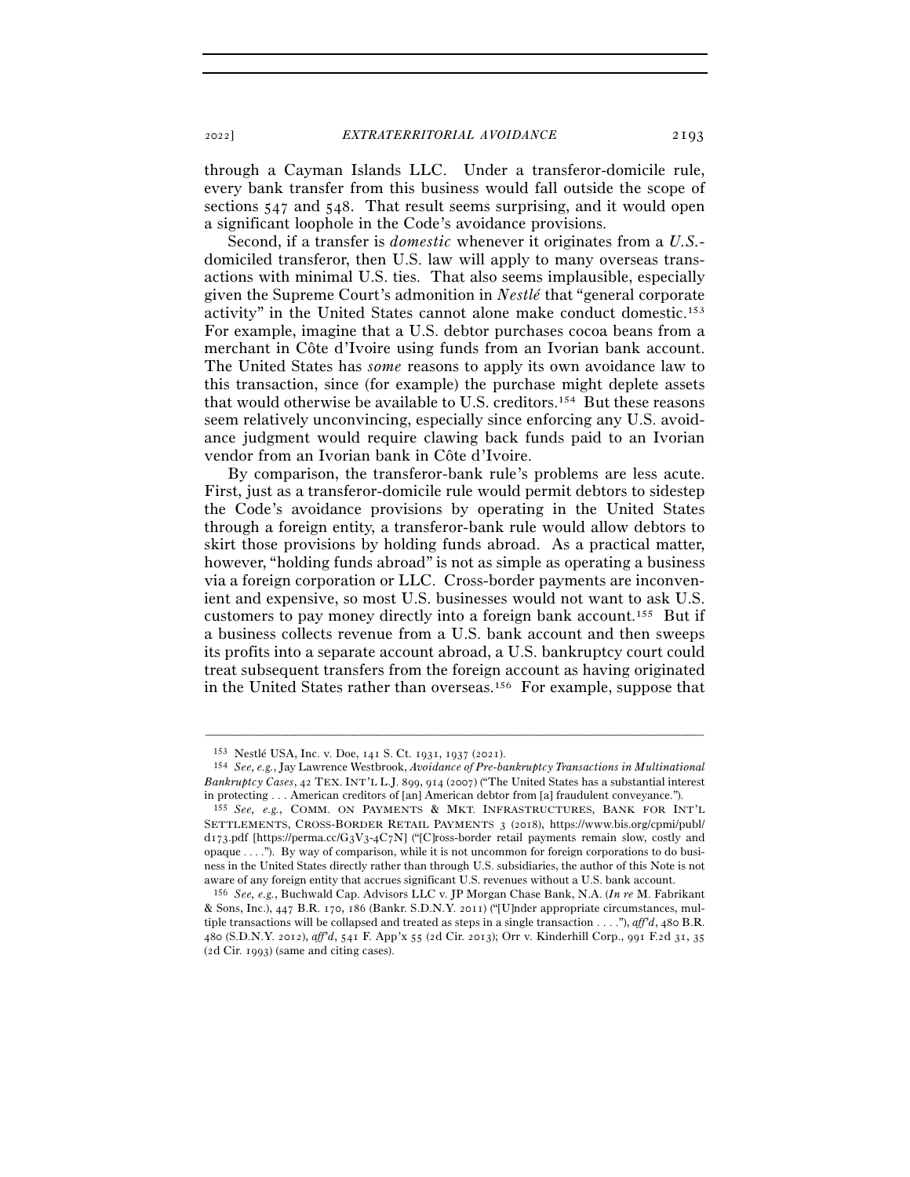through a Cayman Islands LLC. Under a transferor-domicile rule, every bank transfer from this business would fall outside the scope of sections 547 and 548. That result seems surprising, and it would open a significant loophole in the Code's avoidance provisions.

Second, if a transfer is *domestic* whenever it originates from a *U.S.*-domiciled transferor, then U.S. law will apply to many overseas transactions with minimal U.S. ties. That also seems implausible, especially given the Supreme Court's admonition in *Nestlé* that "general corporate activity" in the United States cannot alone make conduct domestic.[153] For example, imagine that a U.S. debtor purchases cocoa beans from a merchant in Côte d'Ivoire using funds from an Ivorian bank account. The United States has *some* reasons to apply its own avoidance law to this transaction, since (for example) the purchase might deplete assets that would otherwise be available to U.S. creditors.[154] But these reasons seem relatively unconvincing, especially since enforcing any U.S. avoidance judgment would require clawing back funds paid to an Ivorian vendor from an Ivorian bank in Côte d'Ivoire.

By comparison, the transferor-bank rule's problems are less acute. First, just as a transferor-domicile rule would permit debtors to sidestep the Code's avoidance provisions by operating in the United States through a foreign entity, a transferor-bank rule would allow debtors to skirt those provisions by holding funds abroad. As a practical matter, however, "holding funds abroad" is not as simple as operating a business via a foreign corporation or LLC. Cross-border payments are inconvenient and expensive, so most U.S. businesses would not want to ask U.S. customers to pay money directly into a foreign bank account.[155] But if a business collects revenue from a U.S. bank account and then sweeps its profits into a separate account abroad, a U.S. bankruptcy court could treat subsequent transfers from the foreign account as having originated in the United States rather than overseas.[156] For example, suppose that

---

[153] Nestlé USA, Inc. v. Doe, 141 S. Ct. 1931, 1937 (2021).

[154] *See, e.g.*, Jay Lawrence Westbrook, *Avoidance of Pre-bankruptcy Transactions in Multinational Bankruptcy Cases*, 42 TEX. INT'L L.J. 899, 914 (2007) ("The United States has a substantial interest in protecting . . . American creditors of [an] American debtor from [a] fraudulent conveyance.").

[155] *See, e.g.*, COMM. ON PAYMENTS & MKT. INFRASTRUCTURES, BANK FOR INT'L SETTLEMENTS, CROSS-BORDER RETAIL PAYMENTS 3 (2018), https://www.bis.org/cpmi/publ/d173.pdf [https://perma.cc/G3V3-4C7N] ("[C]ross-border retail payments remain slow, costly and opaque . . . ."). By way of comparison, while it is not uncommon for foreign corporations to do business in the United States directly rather than through U.S. subsidiaries, the author of this Note is not aware of any foreign entity that accrues significant U.S. revenues without a U.S. bank account.

[156] *See, e.g.*, Buchwald Cap. Advisors LLC v. JP Morgan Chase Bank, N.A. (*In re* M. Fabrikant & Sons, Inc.), 447 B.R. 170, 186 (Bankr. S.D.N.Y. 2011) ("[U]nder appropriate circumstances, multiple transactions will be collapsed and treated as steps in a single transaction . . . ."), *aff'd*, 480 B.R. 480 (S.D.N.Y. 2012), *aff'd*, 541 F. App'x 55 (2d Cir. 2013); Orr v. Kinderhill Corp., 991 F.2d 31, 35 (2d Cir. 1993) (same and citing cases).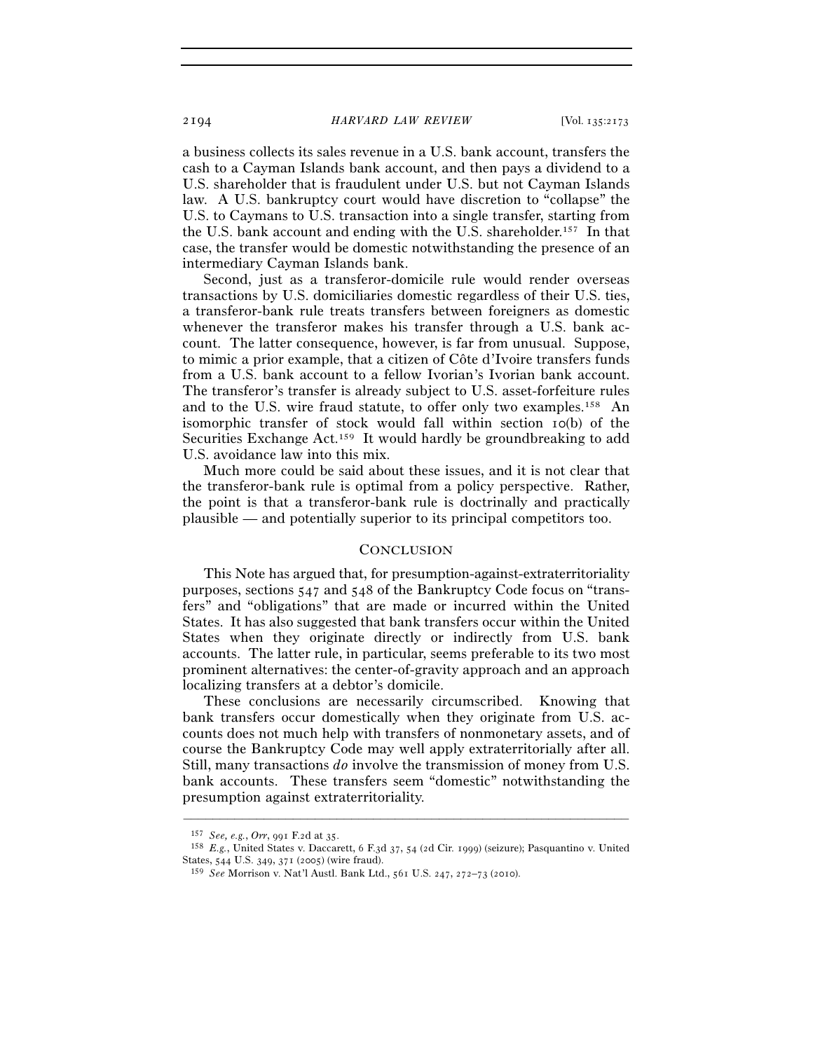a business collects its sales revenue in a U.S. bank account, transfers the cash to a Cayman Islands bank account, and then pays a dividend to a U.S. shareholder that is fraudulent under U.S. but not Cayman Islands law. A U.S. bankruptcy court would have discretion to "collapse" the U.S. to Caymans to U.S. transaction into a single transfer, starting from the U.S. bank account and ending with the U.S. shareholder.[157] In that case, the transfer would be domestic notwithstanding the presence of an intermediary Cayman Islands bank.

Second, just as a transferor-domicile rule would render overseas transactions by U.S. domiciliaries domestic regardless of their U.S. ties, a transferor-bank rule treats transfers between foreigners as domestic whenever the transferor makes his transfer through a U.S. bank account. The latter consequence, however, is far from unusual. Suppose, to mimic a prior example, that a citizen of Côte d'Ivoire transfers funds from a U.S. bank account to a fellow Ivorian's Ivorian bank account. The transferor's transfer is already subject to U.S. asset-forfeiture rules and to the U.S. wire fraud statute, to offer only two examples.[158] An isomorphic transfer of stock would fall within section 10(b) of the Securities Exchange Act.[159] It would hardly be groundbreaking to add U.S. avoidance law into this mix.

Much more could be said about these issues, and it is not clear that the transferor-bank rule is optimal from a policy perspective. Rather, the point is that a transferor-bank rule is doctrinally and practically plausible — and potentially superior to its principal competitors too.

## CONCLUSION

This Note has argued that, for presumption-against-extraterritoriality purposes, sections 547 and 548 of the Bankruptcy Code focus on "transfers" and "obligations" that are made or incurred within the United States. It has also suggested that bank transfers occur within the United States when they originate directly or indirectly from U.S. bank accounts. The latter rule, in particular, seems preferable to its two most prominent alternatives: the center-of-gravity approach and an approach localizing transfers at a debtor's domicile.

These conclusions are necessarily circumscribed. Knowing that bank transfers occur domestically when they originate from U.S. accounts does not much help with transfers of nonmonetary assets, and of course the Bankruptcy Code may well apply extraterritorially after all. Still, many transactions *do* involve the transmission of money from U.S. bank accounts. These transfers seem "domestic" notwithstanding the presumption against extraterritoriality.

---

[157] *See, e.g.*, *Orr*, 991 F.2d at 35.

[158] *E.g.*, United States v. Daccarett, 6 F.3d 37, 54 (2d Cir. 1999) (seizure); Pasquantino v. United States, 544 U.S. 349, 371 (2005) (wire fraud).

[159] *See* Morrison v. Nat'l Austl. Bank Ltd., 561 U.S. 247, 272–73 (2010).